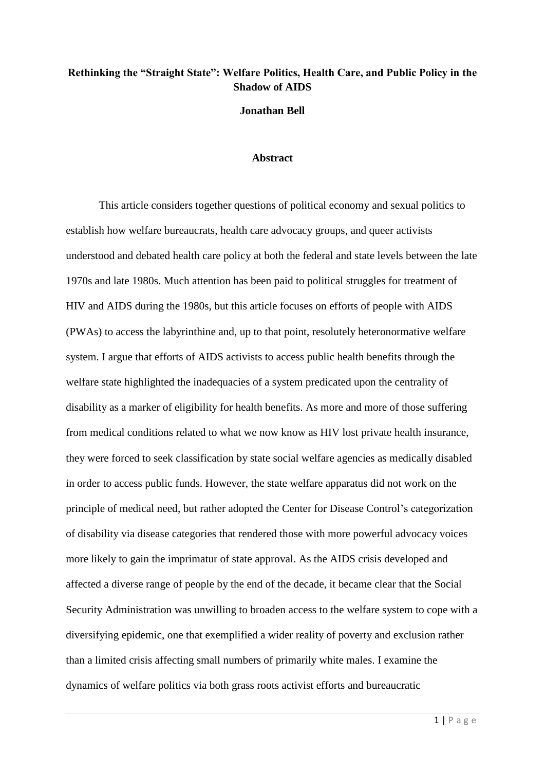# Rethinking the "Straight State": Welfare Politics, Health Care, and Public Policy in the Shadow of AIDS

**Jonathan Bell**

## Abstract

This article considers together questions of political economy and sexual politics to establish how welfare bureaucrats, health care advocacy groups, and queer activists understood and debated health care policy at both the federal and state levels between the late 1970s and late 1980s. Much attention has been paid to political struggles for treatment of HIV and AIDS during the 1980s, but this article focuses on efforts of people with AIDS (PWAs) to access the labyrinthine and, up to that point, resolutely heteronormative welfare system. I argue that efforts of AIDS activists to access public health benefits through the welfare state highlighted the inadequacies of a system predicated upon the centrality of disability as a marker of eligibility for health benefits. As more and more of those suffering from medical conditions related to what we now know as HIV lost private health insurance, they were forced to seek classification by state social welfare agencies as medically disabled in order to access public funds. However, the state welfare apparatus did not work on the principle of medical need, but rather adopted the Center for Disease Control's categorization of disability via disease categories that rendered those with more powerful advocacy voices more likely to gain the imprimatur of state approval. As the AIDS crisis developed and affected a diverse range of people by the end of the decade, it became clear that the Social Security Administration was unwilling to broaden access to the welfare system to cope with a diversifying epidemic, one that exemplified a wider reality of poverty and exclusion rather than a limited crisis affecting small numbers of primarily white males. I examine the dynamics of welfare politics via both grass roots activist efforts and bureaucratic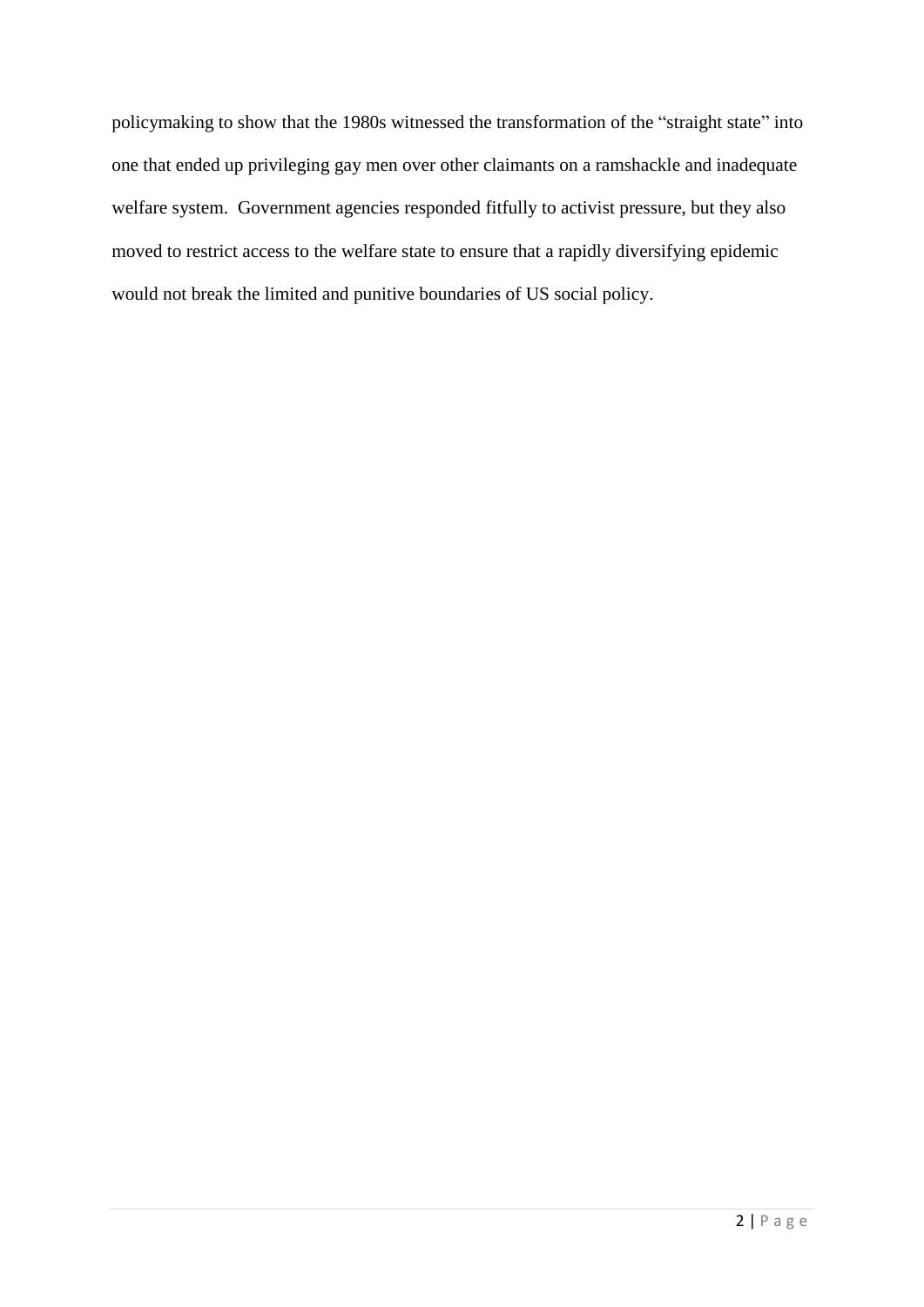policymaking to show that the 1980s witnessed the transformation of the "straight state" into one that ended up privileging gay men over other claimants on a ramshackle and inadequate welfare system. Government agencies responded fitfully to activist pressure, but they also moved to restrict access to the welfare state to ensure that a rapidly diversifying epidemic would not break the limited and punitive boundaries of US social policy.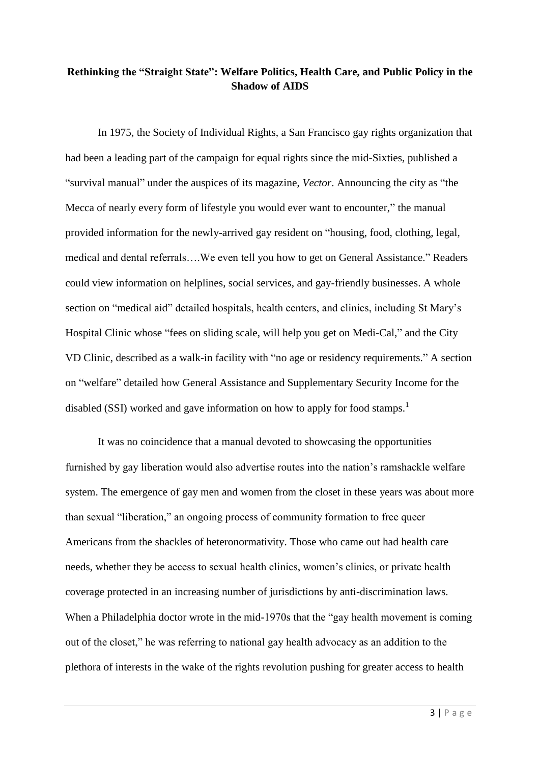**Rethinking the "Straight State": Welfare Politics, Health Care, and Public Policy in the Shadow of AIDS**

In 1975, the Society of Individual Rights, a San Francisco gay rights organization that had been a leading part of the campaign for equal rights since the mid-Sixties, published a "survival manual" under the auspices of its magazine, *Vector*. Announcing the city as "the Mecca of nearly every form of lifestyle you would ever want to encounter," the manual provided information for the newly-arrived gay resident on "housing, food, clothing, legal, medical and dental referrals….We even tell you how to get on General Assistance." Readers could view information on helplines, social services, and gay-friendly businesses. A whole section on "medical aid" detailed hospitals, health centers, and clinics, including St Mary's Hospital Clinic whose "fees on sliding scale, will help you get on Medi-Cal," and the City VD Clinic, described as a walk-in facility with "no age or residency requirements." A section on "welfare" detailed how General Assistance and Supplementary Security Income for the disabled (SSI) worked and gave information on how to apply for food stamps.[1]

It was no coincidence that a manual devoted to showcasing the opportunities furnished by gay liberation would also advertise routes into the nation's ramshackle welfare system. The emergence of gay men and women from the closet in these years was about more than sexual "liberation," an ongoing process of community formation to free queer Americans from the shackles of heteronormativity. Those who came out had health care needs, whether they be access to sexual health clinics, women's clinics, or private health coverage protected in an increasing number of jurisdictions by anti-discrimination laws. When a Philadelphia doctor wrote in the mid-1970s that the "gay health movement is coming out of the closet," he was referring to national gay health advocacy as an addition to the plethora of interests in the wake of the rights revolution pushing for greater access to health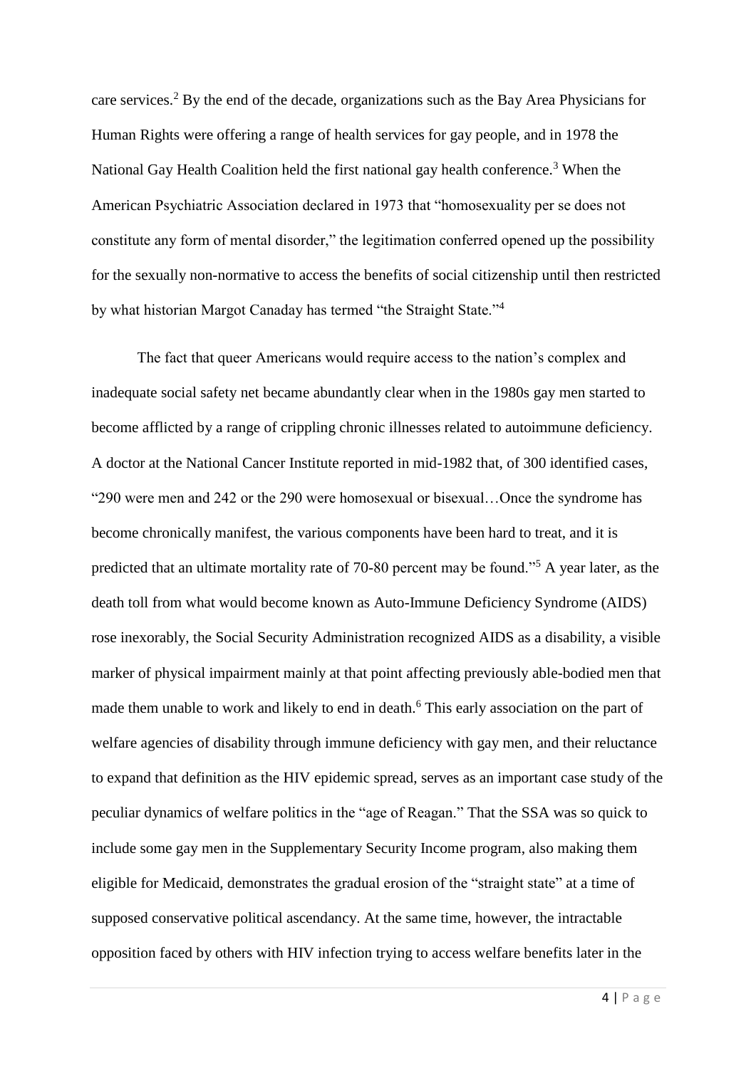care services.[2] By the end of the decade, organizations such as the Bay Area Physicians for Human Rights were offering a range of health services for gay people, and in 1978 the National Gay Health Coalition held the first national gay health conference.[3] When the American Psychiatric Association declared in 1973 that "homosexuality per se does not constitute any form of mental disorder," the legitimation conferred opened up the possibility for the sexually non-normative to access the benefits of social citizenship until then restricted by what historian Margot Canaday has termed "the Straight State."[4]

The fact that queer Americans would require access to the nation's complex and inadequate social safety net became abundantly clear when in the 1980s gay men started to become afflicted by a range of crippling chronic illnesses related to autoimmune deficiency. A doctor at the National Cancer Institute reported in mid-1982 that, of 300 identified cases, "290 were men and 242 or the 290 were homosexual or bisexual…Once the syndrome has become chronically manifest, the various components have been hard to treat, and it is predicted that an ultimate mortality rate of 70-80 percent may be found."[5] A year later, as the death toll from what would become known as Auto-Immune Deficiency Syndrome (AIDS) rose inexorably, the Social Security Administration recognized AIDS as a disability, a visible marker of physical impairment mainly at that point affecting previously able-bodied men that made them unable to work and likely to end in death.[6] This early association on the part of welfare agencies of disability through immune deficiency with gay men, and their reluctance to expand that definition as the HIV epidemic spread, serves as an important case study of the peculiar dynamics of welfare politics in the "age of Reagan." That the SSA was so quick to include some gay men in the Supplementary Security Income program, also making them eligible for Medicaid, demonstrates the gradual erosion of the "straight state" at a time of supposed conservative political ascendancy. At the same time, however, the intractable opposition faced by others with HIV infection trying to access welfare benefits later in the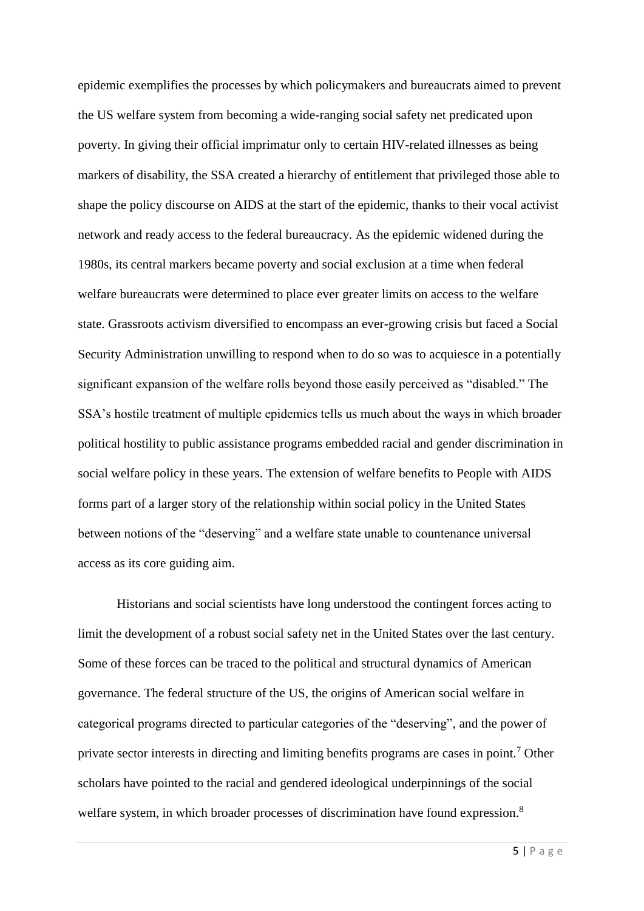epidemic exemplifies the processes by which policymakers and bureaucrats aimed to prevent the US welfare system from becoming a wide-ranging social safety net predicated upon poverty. In giving their official imprimatur only to certain HIV-related illnesses as being markers of disability, the SSA created a hierarchy of entitlement that privileged those able to shape the policy discourse on AIDS at the start of the epidemic, thanks to their vocal activist network and ready access to the federal bureaucracy. As the epidemic widened during the 1980s, its central markers became poverty and social exclusion at a time when federal welfare bureaucrats were determined to place ever greater limits on access to the welfare state. Grassroots activism diversified to encompass an ever-growing crisis but faced a Social Security Administration unwilling to respond when to do so was to acquiesce in a potentially significant expansion of the welfare rolls beyond those easily perceived as "disabled." The SSA's hostile treatment of multiple epidemics tells us much about the ways in which broader political hostility to public assistance programs embedded racial and gender discrimination in social welfare policy in these years. The extension of welfare benefits to People with AIDS forms part of a larger story of the relationship within social policy in the United States between notions of the "deserving" and a welfare state unable to countenance universal access as its core guiding aim.

Historians and social scientists have long understood the contingent forces acting to limit the development of a robust social safety net in the United States over the last century. Some of these forces can be traced to the political and structural dynamics of American governance. The federal structure of the US, the origins of American social welfare in categorical programs directed to particular categories of the "deserving", and the power of private sector interests in directing and limiting benefits programs are cases in point.[7] Other scholars have pointed to the racial and gendered ideological underpinnings of the social welfare system, in which broader processes of discrimination have found expression.[8]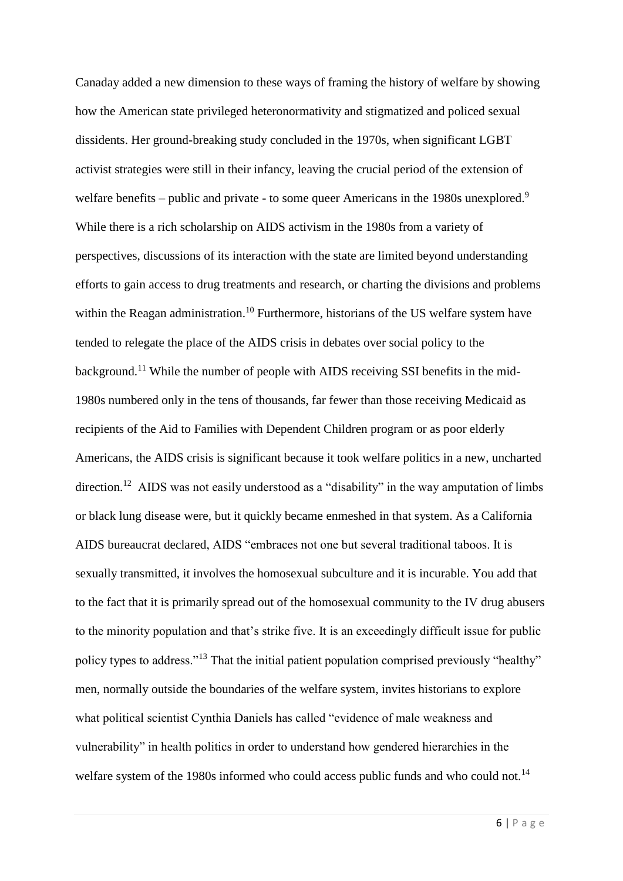Canaday added a new dimension to these ways of framing the history of welfare by showing how the American state privileged heteronormativity and stigmatized and policed sexual dissidents. Her ground-breaking study concluded in the 1970s, when significant LGBT activist strategies were still in their infancy, leaving the crucial period of the extension of welfare benefits – public and private - to some queer Americans in the 1980s unexplored.[9] While there is a rich scholarship on AIDS activism in the 1980s from a variety of perspectives, discussions of its interaction with the state are limited beyond understanding efforts to gain access to drug treatments and research, or charting the divisions and problems within the Reagan administration.[10] Furthermore, historians of the US welfare system have tended to relegate the place of the AIDS crisis in debates over social policy to the background.[11] While the number of people with AIDS receiving SSI benefits in the mid-1980s numbered only in the tens of thousands, far fewer than those receiving Medicaid as recipients of the Aid to Families with Dependent Children program or as poor elderly Americans, the AIDS crisis is significant because it took welfare politics in a new, uncharted direction.[12] AIDS was not easily understood as a "disability" in the way amputation of limbs or black lung disease were, but it quickly became enmeshed in that system. As a California AIDS bureaucrat declared, AIDS "embraces not one but several traditional taboos. It is sexually transmitted, it involves the homosexual subculture and it is incurable. You add that to the fact that it is primarily spread out of the homosexual community to the IV drug abusers to the minority population and that's strike five. It is an exceedingly difficult issue for public policy types to address."[13] That the initial patient population comprised previously "healthy" men, normally outside the boundaries of the welfare system, invites historians to explore what political scientist Cynthia Daniels has called "evidence of male weakness and vulnerability" in health politics in order to understand how gendered hierarchies in the welfare system of the 1980s informed who could access public funds and who could not.[14]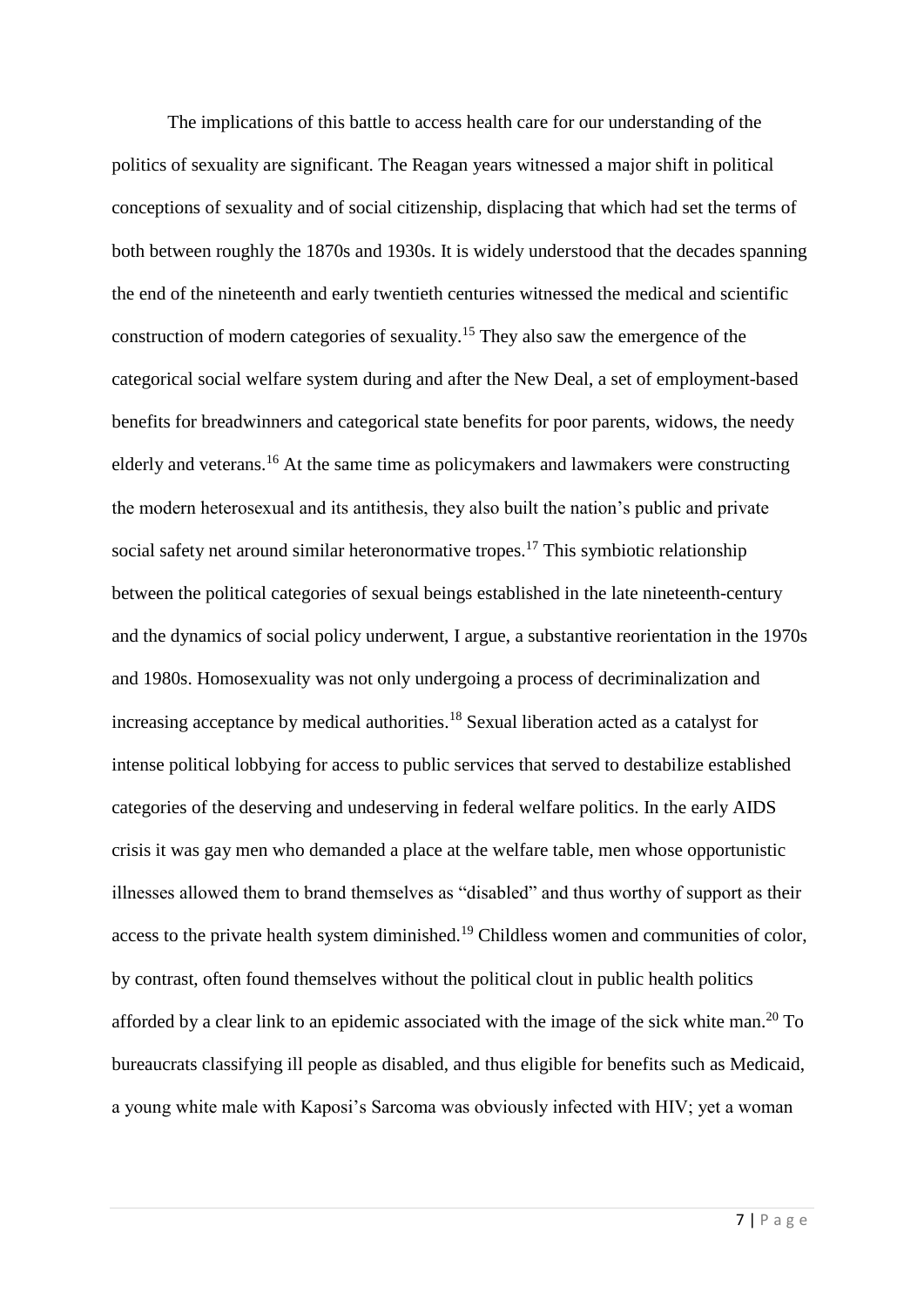The implications of this battle to access health care for our understanding of the politics of sexuality are significant. The Reagan years witnessed a major shift in political conceptions of sexuality and of social citizenship, displacing that which had set the terms of both between roughly the 1870s and 1930s. It is widely understood that the decades spanning the end of the nineteenth and early twentieth centuries witnessed the medical and scientific construction of modern categories of sexuality.[15] They also saw the emergence of the categorical social welfare system during and after the New Deal, a set of employment-based benefits for breadwinners and categorical state benefits for poor parents, widows, the needy elderly and veterans.[16] At the same time as policymakers and lawmakers were constructing the modern heterosexual and its antithesis, they also built the nation's public and private social safety net around similar heteronormative tropes.[17] This symbiotic relationship between the political categories of sexual beings established in the late nineteenth-century and the dynamics of social policy underwent, I argue, a substantive reorientation in the 1970s and 1980s. Homosexuality was not only undergoing a process of decriminalization and increasing acceptance by medical authorities.[18] Sexual liberation acted as a catalyst for intense political lobbying for access to public services that served to destabilize established categories of the deserving and undeserving in federal welfare politics. In the early AIDS crisis it was gay men who demanded a place at the welfare table, men whose opportunistic illnesses allowed them to brand themselves as "disabled" and thus worthy of support as their access to the private health system diminished.[19] Childless women and communities of color, by contrast, often found themselves without the political clout in public health politics afforded by a clear link to an epidemic associated with the image of the sick white man.[20] To bureaucrats classifying ill people as disabled, and thus eligible for benefits such as Medicaid, a young white male with Kaposi's Sarcoma was obviously infected with HIV; yet a woman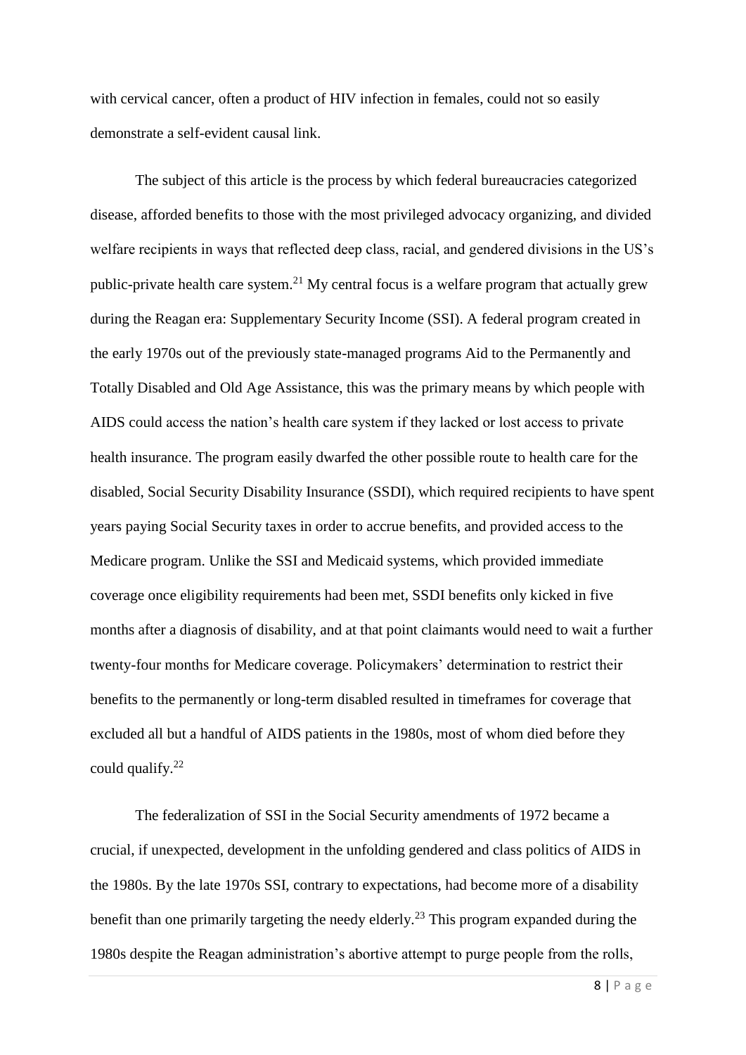with cervical cancer, often a product of HIV infection in females, could not so easily demonstrate a self-evident causal link.

The subject of this article is the process by which federal bureaucracies categorized disease, afforded benefits to those with the most privileged advocacy organizing, and divided welfare recipients in ways that reflected deep class, racial, and gendered divisions in the US's public-private health care system.[21] My central focus is a welfare program that actually grew during the Reagan era: Supplementary Security Income (SSI). A federal program created in the early 1970s out of the previously state-managed programs Aid to the Permanently and Totally Disabled and Old Age Assistance, this was the primary means by which people with AIDS could access the nation's health care system if they lacked or lost access to private health insurance. The program easily dwarfed the other possible route to health care for the disabled, Social Security Disability Insurance (SSDI), which required recipients to have spent years paying Social Security taxes in order to accrue benefits, and provided access to the Medicare program. Unlike the SSI and Medicaid systems, which provided immediate coverage once eligibility requirements had been met, SSDI benefits only kicked in five months after a diagnosis of disability, and at that point claimants would need to wait a further twenty-four months for Medicare coverage. Policymakers' determination to restrict their benefits to the permanently or long-term disabled resulted in timeframes for coverage that excluded all but a handful of AIDS patients in the 1980s, most of whom died before they could qualify.[22]

The federalization of SSI in the Social Security amendments of 1972 became a crucial, if unexpected, development in the unfolding gendered and class politics of AIDS in the 1980s. By the late 1970s SSI, contrary to expectations, had become more of a disability benefit than one primarily targeting the needy elderly.[23] This program expanded during the 1980s despite the Reagan administration's abortive attempt to purge people from the rolls,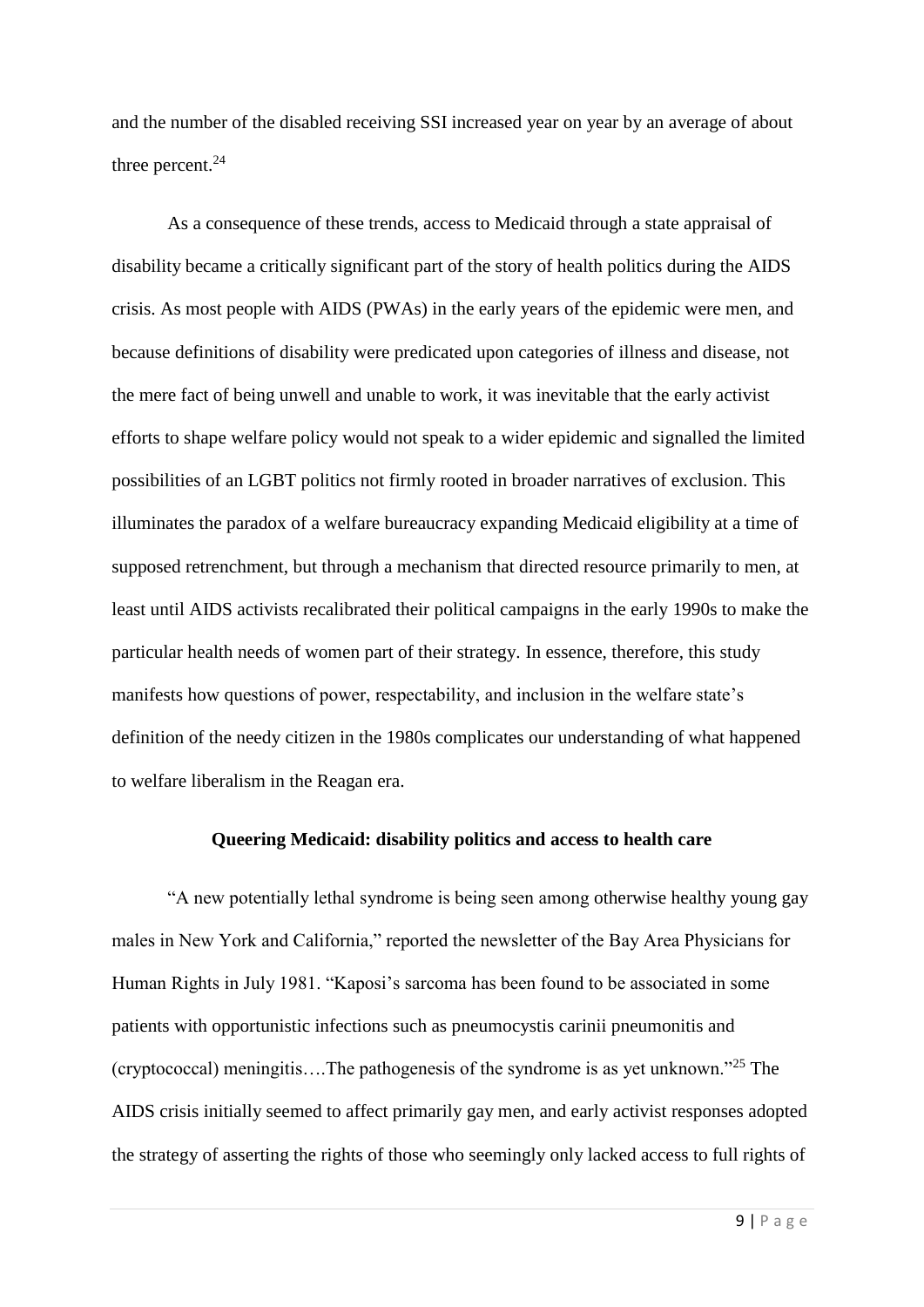and the number of the disabled receiving SSI increased year on year by an average of about three percent.[24]

As a consequence of these trends, access to Medicaid through a state appraisal of disability became a critically significant part of the story of health politics during the AIDS crisis. As most people with AIDS (PWAs) in the early years of the epidemic were men, and because definitions of disability were predicated upon categories of illness and disease, not the mere fact of being unwell and unable to work, it was inevitable that the early activist efforts to shape welfare policy would not speak to a wider epidemic and signalled the limited possibilities of an LGBT politics not firmly rooted in broader narratives of exclusion. This illuminates the paradox of a welfare bureaucracy expanding Medicaid eligibility at a time of supposed retrenchment, but through a mechanism that directed resource primarily to men, at least until AIDS activists recalibrated their political campaigns in the early 1990s to make the particular health needs of women part of their strategy. In essence, therefore, this study manifests how questions of power, respectability, and inclusion in the welfare state's definition of the needy citizen in the 1980s complicates our understanding of what happened to welfare liberalism in the Reagan era.

## Queering Medicaid: disability politics and access to health care

"A new potentially lethal syndrome is being seen among otherwise healthy young gay males in New York and California," reported the newsletter of the Bay Area Physicians for Human Rights in July 1981. "Kaposi's sarcoma has been found to be associated in some patients with opportunistic infections such as pneumocystis carinii pneumonitis and (cryptococcal) meningitis….The pathogenesis of the syndrome is as yet unknown."[25] The AIDS crisis initially seemed to affect primarily gay men, and early activist responses adopted the strategy of asserting the rights of those who seemingly only lacked access to full rights of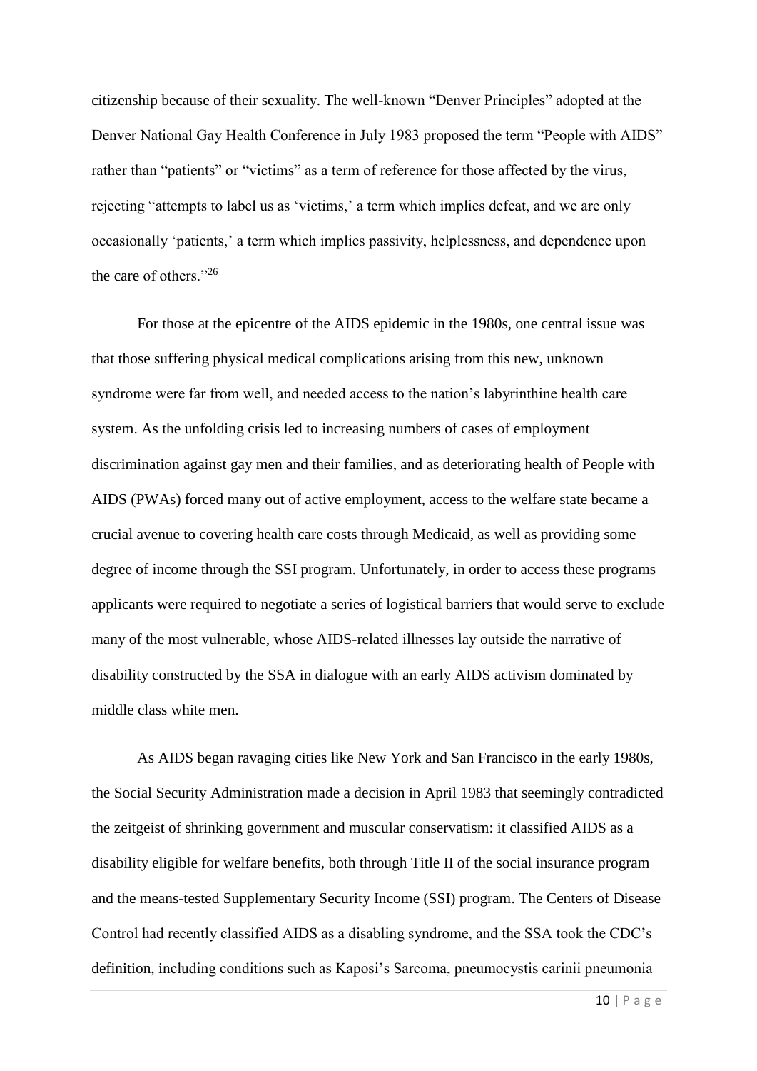citizenship because of their sexuality. The well-known "Denver Principles" adopted at the Denver National Gay Health Conference in July 1983 proposed the term "People with AIDS" rather than "patients" or "victims" as a term of reference for those affected by the virus, rejecting "attempts to label us as 'victims,' a term which implies defeat, and we are only occasionally 'patients,' a term which implies passivity, helplessness, and dependence upon the care of others."[26]

For those at the epicentre of the AIDS epidemic in the 1980s, one central issue was that those suffering physical medical complications arising from this new, unknown syndrome were far from well, and needed access to the nation's labyrinthine health care system. As the unfolding crisis led to increasing numbers of cases of employment discrimination against gay men and their families, and as deteriorating health of People with AIDS (PWAs) forced many out of active employment, access to the welfare state became a crucial avenue to covering health care costs through Medicaid, as well as providing some degree of income through the SSI program. Unfortunately, in order to access these programs applicants were required to negotiate a series of logistical barriers that would serve to exclude many of the most vulnerable, whose AIDS-related illnesses lay outside the narrative of disability constructed by the SSA in dialogue with an early AIDS activism dominated by middle class white men.

As AIDS began ravaging cities like New York and San Francisco in the early 1980s, the Social Security Administration made a decision in April 1983 that seemingly contradicted the zeitgeist of shrinking government and muscular conservatism: it classified AIDS as a disability eligible for welfare benefits, both through Title II of the social insurance program and the means-tested Supplementary Security Income (SSI) program. The Centers of Disease Control had recently classified AIDS as a disabling syndrome, and the SSA took the CDC's definition, including conditions such as Kaposi's Sarcoma, pneumocystis carinii pneumonia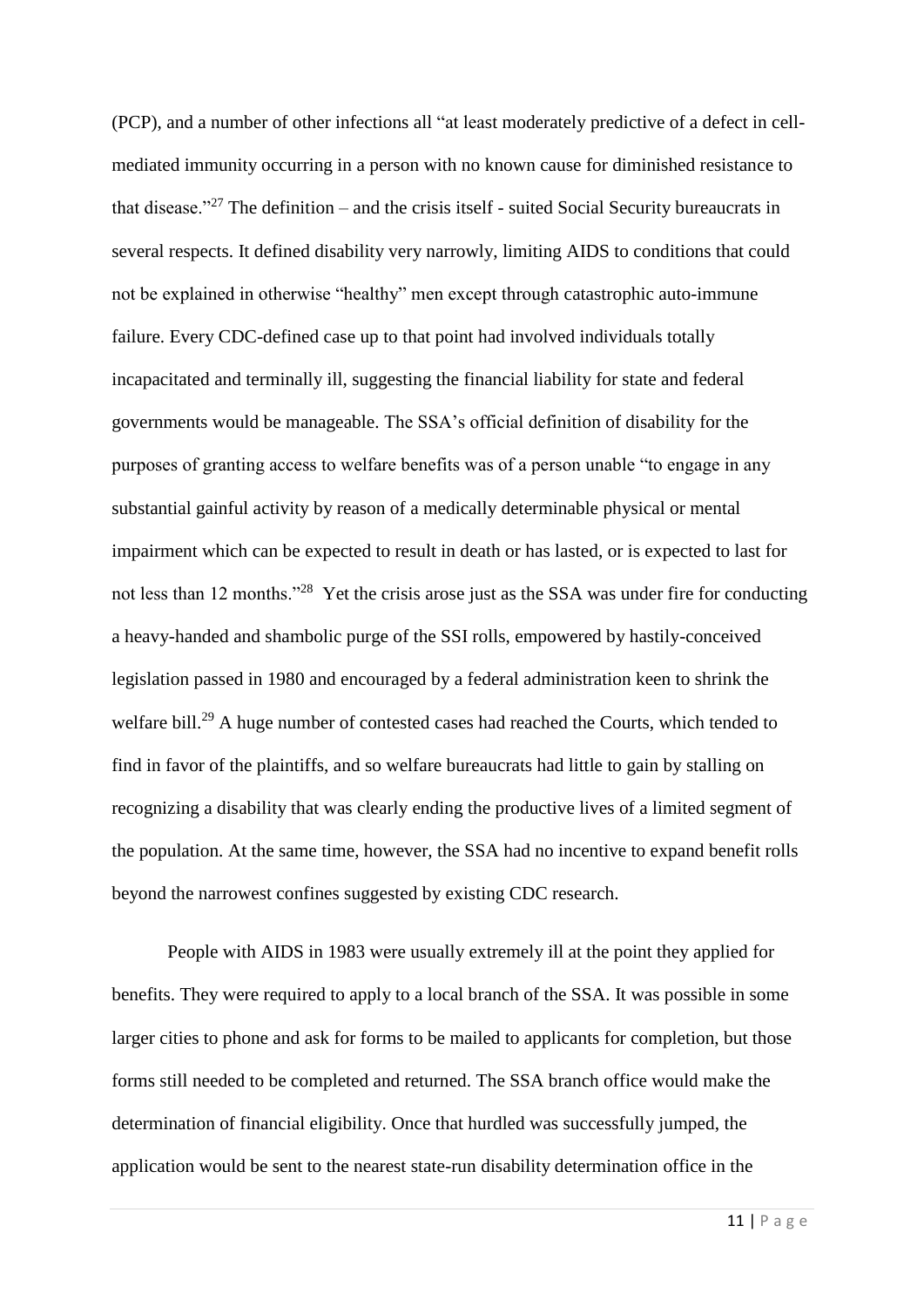(PCP), and a number of other infections all "at least moderately predictive of a defect in cell-mediated immunity occurring in a person with no known cause for diminished resistance to that disease."[27] The definition – and the crisis itself - suited Social Security bureaucrats in several respects. It defined disability very narrowly, limiting AIDS to conditions that could not be explained in otherwise "healthy" men except through catastrophic auto-immune failure. Every CDC-defined case up to that point had involved individuals totally incapacitated and terminally ill, suggesting the financial liability for state and federal governments would be manageable. The SSA's official definition of disability for the purposes of granting access to welfare benefits was of a person unable "to engage in any substantial gainful activity by reason of a medically determinable physical or mental impairment which can be expected to result in death or has lasted, or is expected to last for not less than 12 months."[28] Yet the crisis arose just as the SSA was under fire for conducting a heavy-handed and shambolic purge of the SSI rolls, empowered by hastily-conceived legislation passed in 1980 and encouraged by a federal administration keen to shrink the welfare bill.[29] A huge number of contested cases had reached the Courts, which tended to find in favor of the plaintiffs, and so welfare bureaucrats had little to gain by stalling on recognizing a disability that was clearly ending the productive lives of a limited segment of the population. At the same time, however, the SSA had no incentive to expand benefit rolls beyond the narrowest confines suggested by existing CDC research.

People with AIDS in 1983 were usually extremely ill at the point they applied for benefits. They were required to apply to a local branch of the SSA. It was possible in some larger cities to phone and ask for forms to be mailed to applicants for completion, but those forms still needed to be completed and returned. The SSA branch office would make the determination of financial eligibility. Once that hurdled was successfully jumped, the application would be sent to the nearest state-run disability determination office in the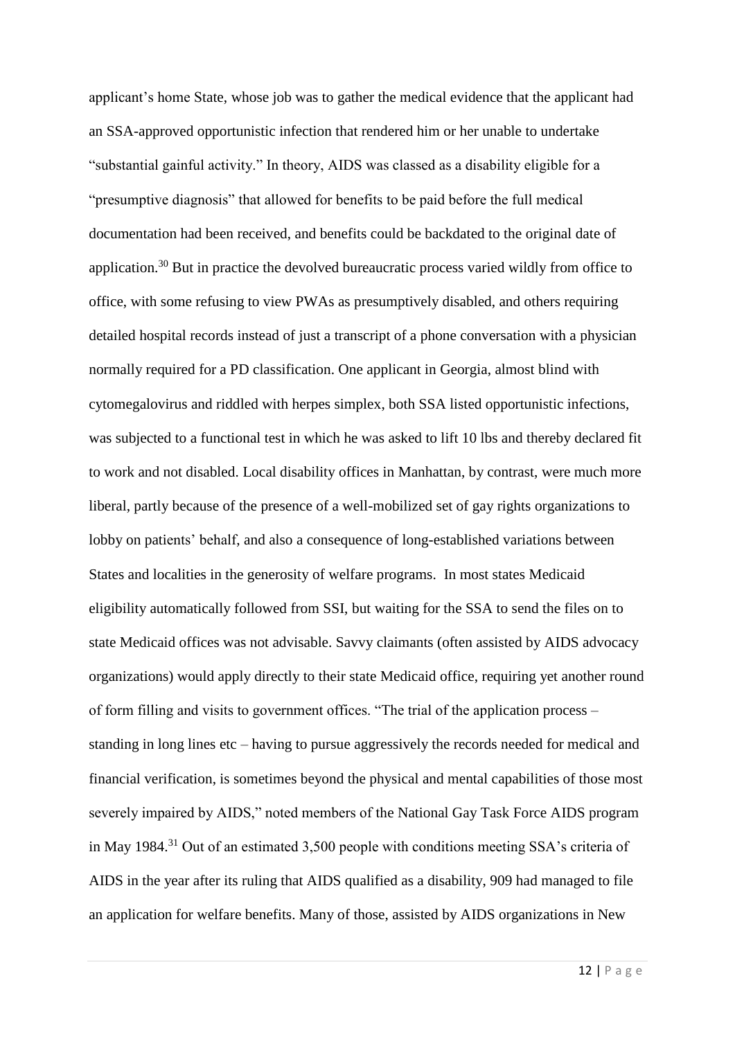applicant's home State, whose job was to gather the medical evidence that the applicant had an SSA-approved opportunistic infection that rendered him or her unable to undertake "substantial gainful activity." In theory, AIDS was classed as a disability eligible for a "presumptive diagnosis" that allowed for benefits to be paid before the full medical documentation had been received, and benefits could be backdated to the original date of application.[30] But in practice the devolved bureaucratic process varied wildly from office to office, with some refusing to view PWAs as presumptively disabled, and others requiring detailed hospital records instead of just a transcript of a phone conversation with a physician normally required for a PD classification. One applicant in Georgia, almost blind with cytomegalovirus and riddled with herpes simplex, both SSA listed opportunistic infections, was subjected to a functional test in which he was asked to lift 10 lbs and thereby declared fit to work and not disabled. Local disability offices in Manhattan, by contrast, were much more liberal, partly because of the presence of a well-mobilized set of gay rights organizations to lobby on patients' behalf, and also a consequence of long-established variations between States and localities in the generosity of welfare programs. In most states Medicaid eligibility automatically followed from SSI, but waiting for the SSA to send the files on to state Medicaid offices was not advisable. Savvy claimants (often assisted by AIDS advocacy organizations) would apply directly to their state Medicaid office, requiring yet another round of form filling and visits to government offices. "The trial of the application process – standing in long lines etc – having to pursue aggressively the records needed for medical and financial verification, is sometimes beyond the physical and mental capabilities of those most severely impaired by AIDS," noted members of the National Gay Task Force AIDS program in May 1984.[31] Out of an estimated 3,500 people with conditions meeting SSA's criteria of AIDS in the year after its ruling that AIDS qualified as a disability, 909 had managed to file an application for welfare benefits. Many of those, assisted by AIDS organizations in New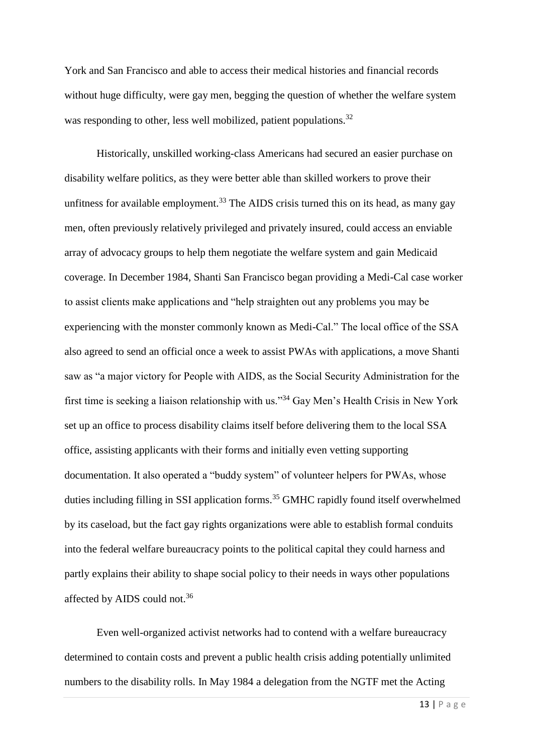York and San Francisco and able to access their medical histories and financial records without huge difficulty, were gay men, begging the question of whether the welfare system was responding to other, less well mobilized, patient populations.[32]

Historically, unskilled working-class Americans had secured an easier purchase on disability welfare politics, as they were better able than skilled workers to prove their unfitness for available employment.[33] The AIDS crisis turned this on its head, as many gay men, often previously relatively privileged and privately insured, could access an enviable array of advocacy groups to help them negotiate the welfare system and gain Medicaid coverage. In December 1984, Shanti San Francisco began providing a Medi-Cal case worker to assist clients make applications and "help straighten out any problems you may be experiencing with the monster commonly known as Medi-Cal." The local office of the SSA also agreed to send an official once a week to assist PWAs with applications, a move Shanti saw as "a major victory for People with AIDS, as the Social Security Administration for the first time is seeking a liaison relationship with us."[34] Gay Men's Health Crisis in New York set up an office to process disability claims itself before delivering them to the local SSA office, assisting applicants with their forms and initially even vetting supporting documentation. It also operated a "buddy system" of volunteer helpers for PWAs, whose duties including filling in SSI application forms.[35] GMHC rapidly found itself overwhelmed by its caseload, but the fact gay rights organizations were able to establish formal conduits into the federal welfare bureaucracy points to the political capital they could harness and partly explains their ability to shape social policy to their needs in ways other populations affected by AIDS could not.[36]

Even well-organized activist networks had to contend with a welfare bureaucracy determined to contain costs and prevent a public health crisis adding potentially unlimited numbers to the disability rolls. In May 1984 a delegation from the NGTF met the Acting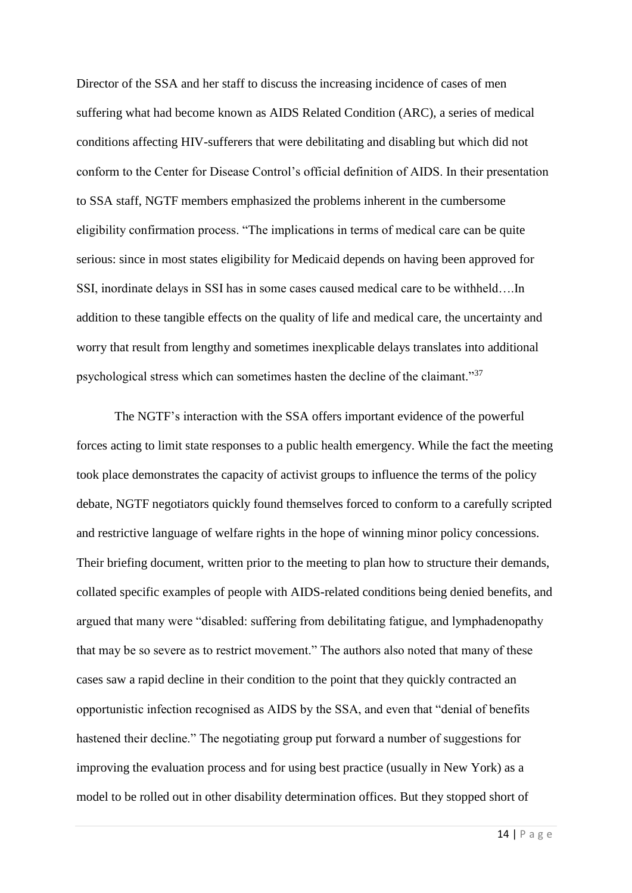Director of the SSA and her staff to discuss the increasing incidence of cases of men suffering what had become known as AIDS Related Condition (ARC), a series of medical conditions affecting HIV-sufferers that were debilitating and disabling but which did not conform to the Center for Disease Control's official definition of AIDS. In their presentation to SSA staff, NGTF members emphasized the problems inherent in the cumbersome eligibility confirmation process. "The implications in terms of medical care can be quite serious: since in most states eligibility for Medicaid depends on having been approved for SSI, inordinate delays in SSI has in some cases caused medical care to be withheld….In addition to these tangible effects on the quality of life and medical care, the uncertainty and worry that result from lengthy and sometimes inexplicable delays translates into additional psychological stress which can sometimes hasten the decline of the claimant."[37]

The NGTF's interaction with the SSA offers important evidence of the powerful forces acting to limit state responses to a public health emergency. While the fact the meeting took place demonstrates the capacity of activist groups to influence the terms of the policy debate, NGTF negotiators quickly found themselves forced to conform to a carefully scripted and restrictive language of welfare rights in the hope of winning minor policy concessions. Their briefing document, written prior to the meeting to plan how to structure their demands, collated specific examples of people with AIDS-related conditions being denied benefits, and argued that many were "disabled: suffering from debilitating fatigue, and lymphadenopathy that may be so severe as to restrict movement." The authors also noted that many of these cases saw a rapid decline in their condition to the point that they quickly contracted an opportunistic infection recognised as AIDS by the SSA, and even that "denial of benefits hastened their decline." The negotiating group put forward a number of suggestions for improving the evaluation process and for using best practice (usually in New York) as a model to be rolled out in other disability determination offices. But they stopped short of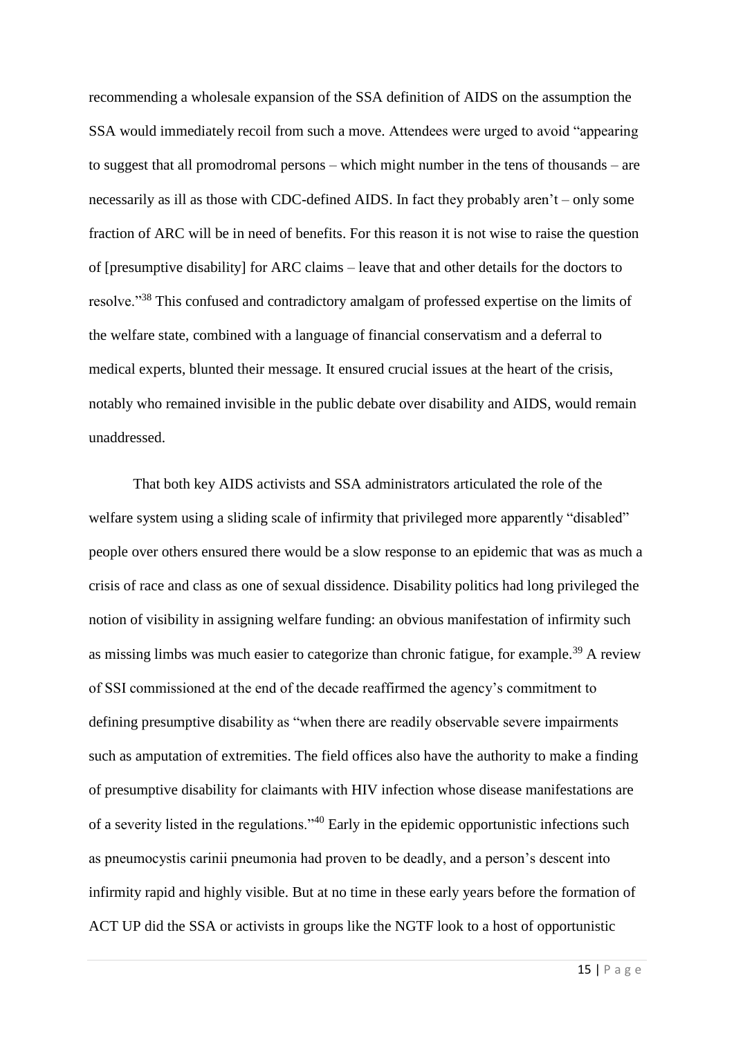recommending a wholesale expansion of the SSA definition of AIDS on the assumption the SSA would immediately recoil from such a move. Attendees were urged to avoid "appearing to suggest that all promodromal persons – which might number in the tens of thousands – are necessarily as ill as those with CDC-defined AIDS. In fact they probably aren't – only some fraction of ARC will be in need of benefits. For this reason it is not wise to raise the question of [presumptive disability] for ARC claims – leave that and other details for the doctors to resolve."[38] This confused and contradictory amalgam of professed expertise on the limits of the welfare state, combined with a language of financial conservatism and a deferral to medical experts, blunted their message. It ensured crucial issues at the heart of the crisis, notably who remained invisible in the public debate over disability and AIDS, would remain unaddressed.

That both key AIDS activists and SSA administrators articulated the role of the welfare system using a sliding scale of infirmity that privileged more apparently "disabled" people over others ensured there would be a slow response to an epidemic that was as much a crisis of race and class as one of sexual dissidence. Disability politics had long privileged the notion of visibility in assigning welfare funding: an obvious manifestation of infirmity such as missing limbs was much easier to categorize than chronic fatigue, for example.[39] A review of SSI commissioned at the end of the decade reaffirmed the agency's commitment to defining presumptive disability as "when there are readily observable severe impairments such as amputation of extremities. The field offices also have the authority to make a finding of presumptive disability for claimants with HIV infection whose disease manifestations are of a severity listed in the regulations."[40] Early in the epidemic opportunistic infections such as pneumocystis carinii pneumonia had proven to be deadly, and a person's descent into infirmity rapid and highly visible. But at no time in these early years before the formation of ACT UP did the SSA or activists in groups like the NGTF look to a host of opportunistic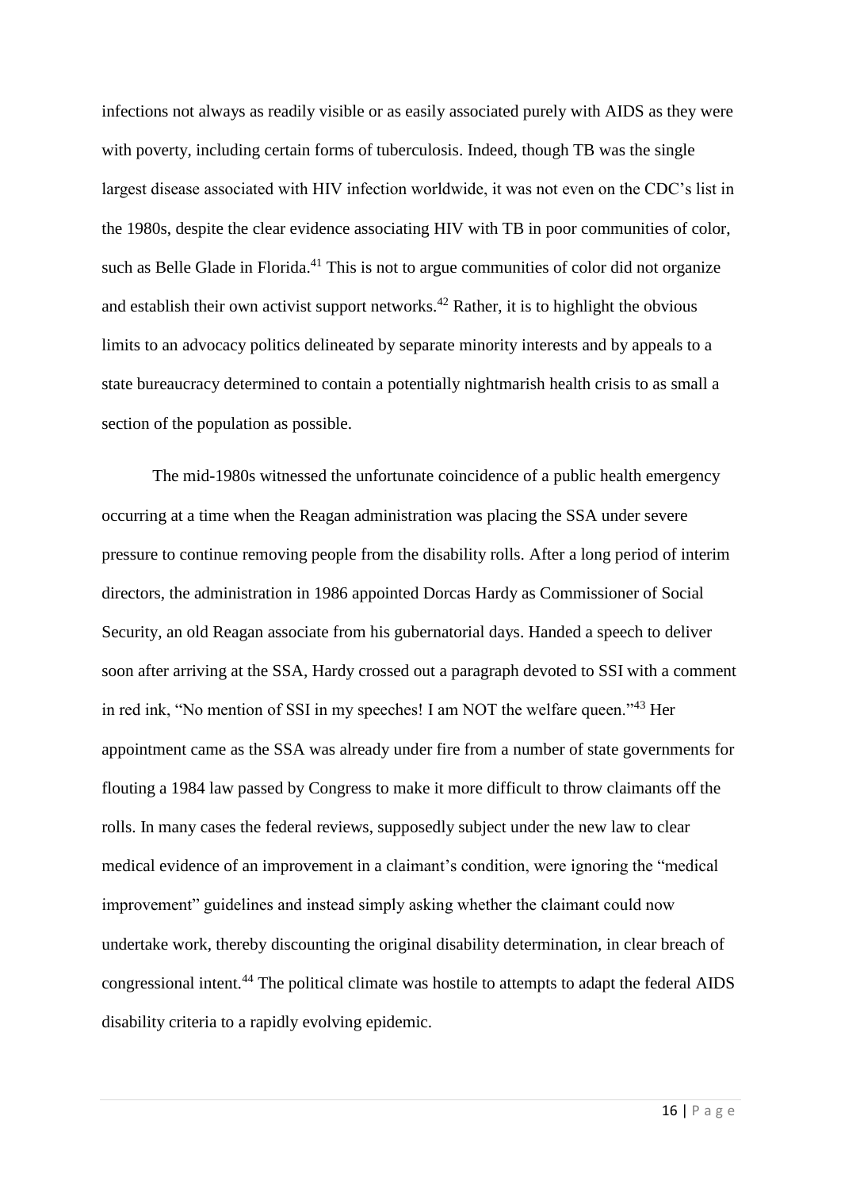infections not always as readily visible or as easily associated purely with AIDS as they were with poverty, including certain forms of tuberculosis. Indeed, though TB was the single largest disease associated with HIV infection worldwide, it was not even on the CDC's list in the 1980s, despite the clear evidence associating HIV with TB in poor communities of color, such as Belle Glade in Florida.[41] This is not to argue communities of color did not organize and establish their own activist support networks.[42] Rather, it is to highlight the obvious limits to an advocacy politics delineated by separate minority interests and by appeals to a state bureaucracy determined to contain a potentially nightmarish health crisis to as small a section of the population as possible.

The mid-1980s witnessed the unfortunate coincidence of a public health emergency occurring at a time when the Reagan administration was placing the SSA under severe pressure to continue removing people from the disability rolls. After a long period of interim directors, the administration in 1986 appointed Dorcas Hardy as Commissioner of Social Security, an old Reagan associate from his gubernatorial days. Handed a speech to deliver soon after arriving at the SSA, Hardy crossed out a paragraph devoted to SSI with a comment in red ink, "No mention of SSI in my speeches! I am NOT the welfare queen."[43] Her appointment came as the SSA was already under fire from a number of state governments for flouting a 1984 law passed by Congress to make it more difficult to throw claimants off the rolls. In many cases the federal reviews, supposedly subject under the new law to clear medical evidence of an improvement in a claimant's condition, were ignoring the "medical improvement" guidelines and instead simply asking whether the claimant could now undertake work, thereby discounting the original disability determination, in clear breach of congressional intent.[44] The political climate was hostile to attempts to adapt the federal AIDS disability criteria to a rapidly evolving epidemic.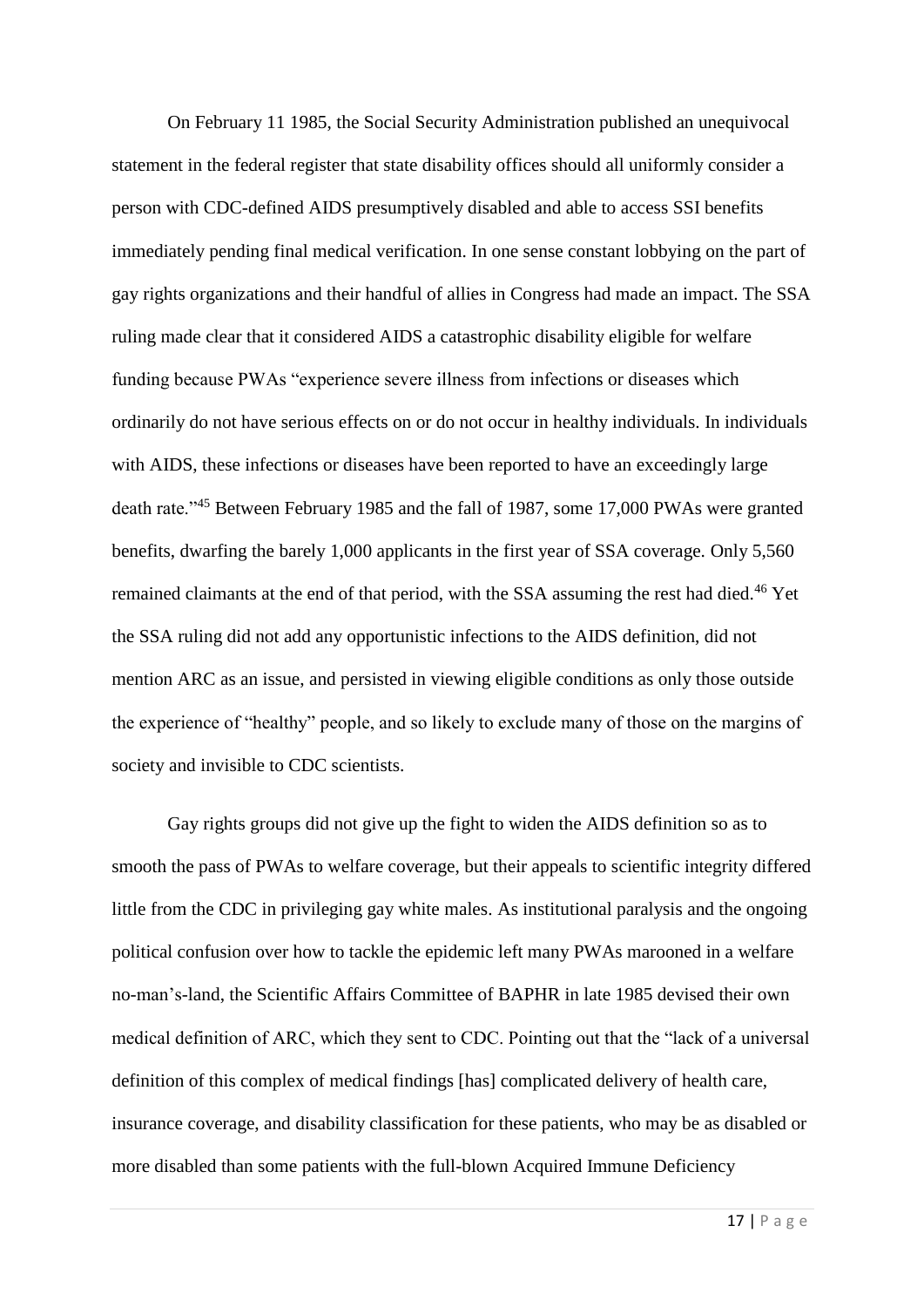On February 11 1985, the Social Security Administration published an unequivocal statement in the federal register that state disability offices should all uniformly consider a person with CDC-defined AIDS presumptively disabled and able to access SSI benefits immediately pending final medical verification. In one sense constant lobbying on the part of gay rights organizations and their handful of allies in Congress had made an impact. The SSA ruling made clear that it considered AIDS a catastrophic disability eligible for welfare funding because PWAs "experience severe illness from infections or diseases which ordinarily do not have serious effects on or do not occur in healthy individuals. In individuals with AIDS, these infections or diseases have been reported to have an exceedingly large death rate."[45] Between February 1985 and the fall of 1987, some 17,000 PWAs were granted benefits, dwarfing the barely 1,000 applicants in the first year of SSA coverage. Only 5,560 remained claimants at the end of that period, with the SSA assuming the rest had died.[46] Yet the SSA ruling did not add any opportunistic infections to the AIDS definition, did not mention ARC as an issue, and persisted in viewing eligible conditions as only those outside the experience of "healthy" people, and so likely to exclude many of those on the margins of society and invisible to CDC scientists.

Gay rights groups did not give up the fight to widen the AIDS definition so as to smooth the pass of PWAs to welfare coverage, but their appeals to scientific integrity differed little from the CDC in privileging gay white males. As institutional paralysis and the ongoing political confusion over how to tackle the epidemic left many PWAs marooned in a welfare no-man's-land, the Scientific Affairs Committee of BAPHR in late 1985 devised their own medical definition of ARC, which they sent to CDC. Pointing out that the "lack of a universal definition of this complex of medical findings [has] complicated delivery of health care, insurance coverage, and disability classification for these patients, who may be as disabled or more disabled than some patients with the full-blown Acquired Immune Deficiency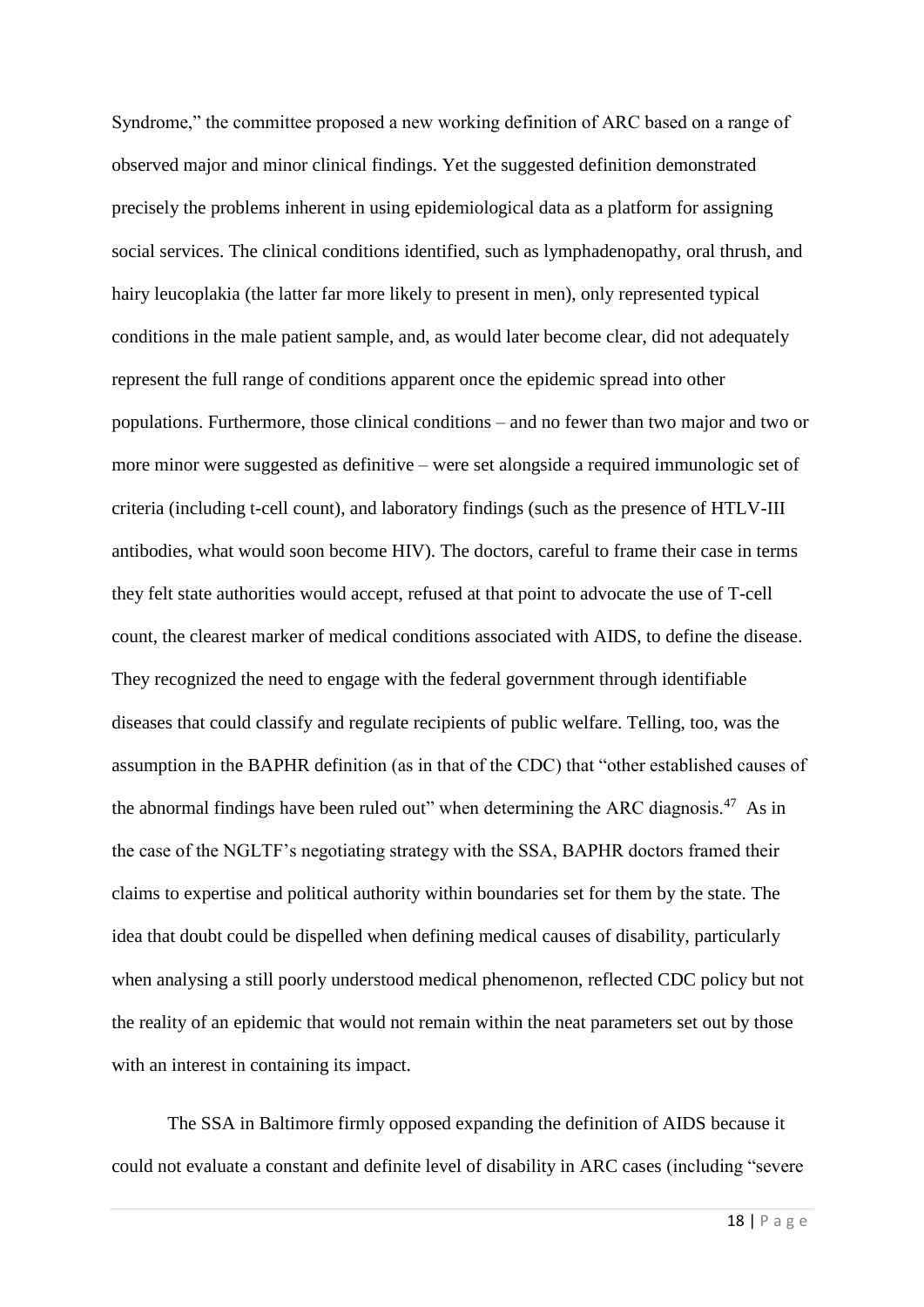Syndrome," the committee proposed a new working definition of ARC based on a range of observed major and minor clinical findings. Yet the suggested definition demonstrated precisely the problems inherent in using epidemiological data as a platform for assigning social services. The clinical conditions identified, such as lymphadenopathy, oral thrush, and hairy leucoplakia (the latter far more likely to present in men), only represented typical conditions in the male patient sample, and, as would later become clear, did not adequately represent the full range of conditions apparent once the epidemic spread into other populations. Furthermore, those clinical conditions – and no fewer than two major and two or more minor were suggested as definitive – were set alongside a required immunologic set of criteria (including t-cell count), and laboratory findings (such as the presence of HTLV-III antibodies, what would soon become HIV). The doctors, careful to frame their case in terms they felt state authorities would accept, refused at that point to advocate the use of T-cell count, the clearest marker of medical conditions associated with AIDS, to define the disease. They recognized the need to engage with the federal government through identifiable diseases that could classify and regulate recipients of public welfare. Telling, too, was the assumption in the BAPHR definition (as in that of the CDC) that "other established causes of the abnormal findings have been ruled out" when determining the ARC diagnosis.[47] As in the case of the NGLTF's negotiating strategy with the SSA, BAPHR doctors framed their claims to expertise and political authority within boundaries set for them by the state. The idea that doubt could be dispelled when defining medical causes of disability, particularly when analysing a still poorly understood medical phenomenon, reflected CDC policy but not the reality of an epidemic that would not remain within the neat parameters set out by those with an interest in containing its impact.

The SSA in Baltimore firmly opposed expanding the definition of AIDS because it could not evaluate a constant and definite level of disability in ARC cases (including "severe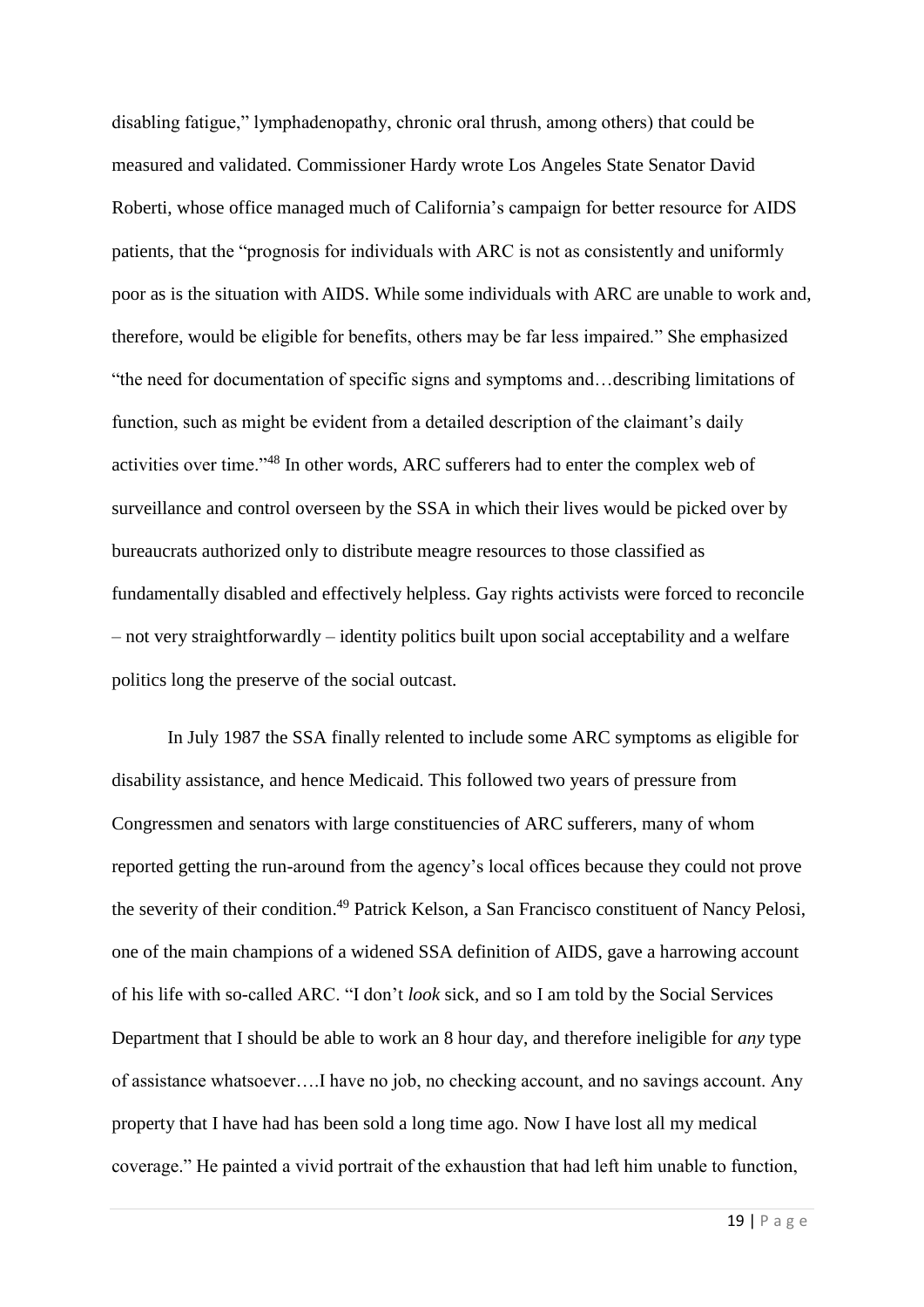disabling fatigue," lymphadenopathy, chronic oral thrush, among others) that could be measured and validated. Commissioner Hardy wrote Los Angeles State Senator David Roberti, whose office managed much of California's campaign for better resource for AIDS patients, that the "prognosis for individuals with ARC is not as consistently and uniformly poor as is the situation with AIDS. While some individuals with ARC are unable to work and, therefore, would be eligible for benefits, others may be far less impaired." She emphasized "the need for documentation of specific signs and symptoms and…describing limitations of function, such as might be evident from a detailed description of the claimant's daily activities over time."[48] In other words, ARC sufferers had to enter the complex web of surveillance and control overseen by the SSA in which their lives would be picked over by bureaucrats authorized only to distribute meagre resources to those classified as fundamentally disabled and effectively helpless. Gay rights activists were forced to reconcile – not very straightforwardly – identity politics built upon social acceptability and a welfare politics long the preserve of the social outcast.

In July 1987 the SSA finally relented to include some ARC symptoms as eligible for disability assistance, and hence Medicaid. This followed two years of pressure from Congressmen and senators with large constituencies of ARC sufferers, many of whom reported getting the run-around from the agency's local offices because they could not prove the severity of their condition.[49] Patrick Kelson, a San Francisco constituent of Nancy Pelosi, one of the main champions of a widened SSA definition of AIDS, gave a harrowing account of his life with so-called ARC. "I don't *look* sick, and so I am told by the Social Services Department that I should be able to work an 8 hour day, and therefore ineligible for *any* type of assistance whatsoever….I have no job, no checking account, and no savings account. Any property that I have had has been sold a long time ago. Now I have lost all my medical coverage." He painted a vivid portrait of the exhaustion that had left him unable to function,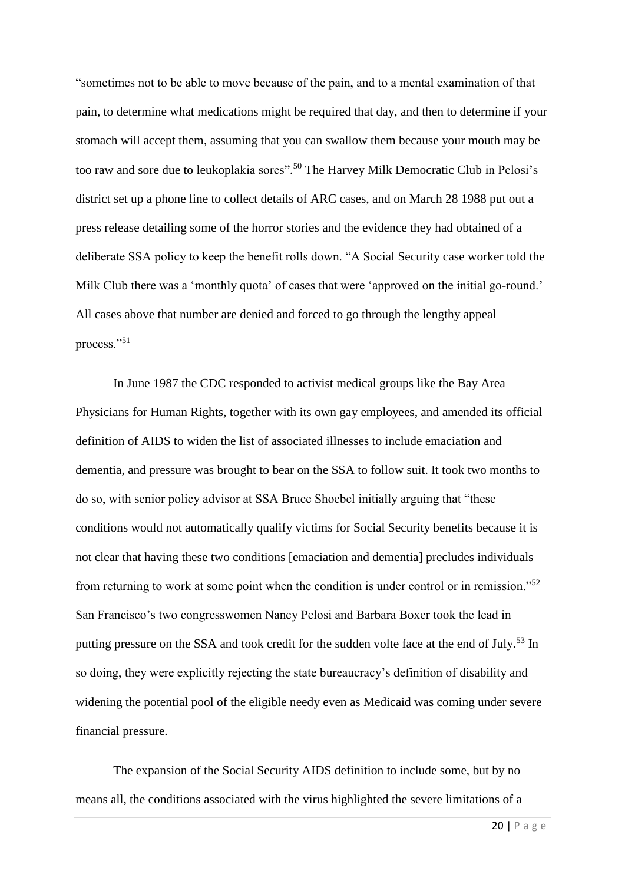"sometimes not to be able to move because of the pain, and to a mental examination of that pain, to determine what medications might be required that day, and then to determine if your stomach will accept them, assuming that you can swallow them because your mouth may be too raw and sore due to leukoplakia sores".[50] The Harvey Milk Democratic Club in Pelosi's district set up a phone line to collect details of ARC cases, and on March 28 1988 put out a press release detailing some of the horror stories and the evidence they had obtained of a deliberate SSA policy to keep the benefit rolls down. "A Social Security case worker told the Milk Club there was a 'monthly quota' of cases that were 'approved on the initial go-round.' All cases above that number are denied and forced to go through the lengthy appeal process."[51]

In June 1987 the CDC responded to activist medical groups like the Bay Area Physicians for Human Rights, together with its own gay employees, and amended its official definition of AIDS to widen the list of associated illnesses to include emaciation and dementia, and pressure was brought to bear on the SSA to follow suit. It took two months to do so, with senior policy advisor at SSA Bruce Shoebel initially arguing that "these conditions would not automatically qualify victims for Social Security benefits because it is not clear that having these two conditions [emaciation and dementia] precludes individuals from returning to work at some point when the condition is under control or in remission."[52] San Francisco's two congresswomen Nancy Pelosi and Barbara Boxer took the lead in putting pressure on the SSA and took credit for the sudden volte face at the end of July.[53] In so doing, they were explicitly rejecting the state bureaucracy's definition of disability and widening the potential pool of the eligible needy even as Medicaid was coming under severe financial pressure.

The expansion of the Social Security AIDS definition to include some, but by no means all, the conditions associated with the virus highlighted the severe limitations of a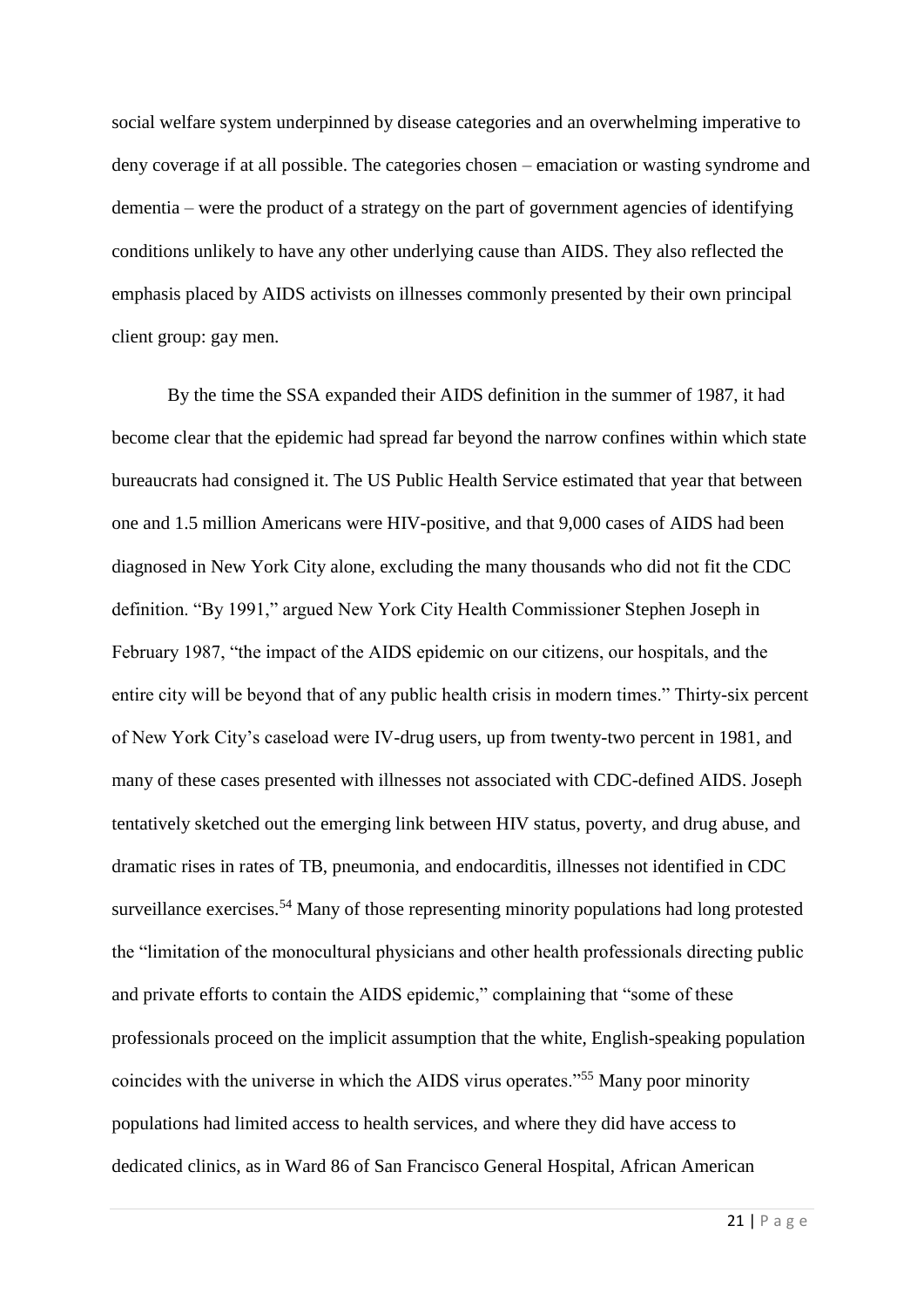social welfare system underpinned by disease categories and an overwhelming imperative to deny coverage if at all possible. The categories chosen – emaciation or wasting syndrome and dementia – were the product of a strategy on the part of government agencies of identifying conditions unlikely to have any other underlying cause than AIDS. They also reflected the emphasis placed by AIDS activists on illnesses commonly presented by their own principal client group: gay men.

By the time the SSA expanded their AIDS definition in the summer of 1987, it had become clear that the epidemic had spread far beyond the narrow confines within which state bureaucrats had consigned it. The US Public Health Service estimated that year that between one and 1.5 million Americans were HIV-positive, and that 9,000 cases of AIDS had been diagnosed in New York City alone, excluding the many thousands who did not fit the CDC definition. "By 1991," argued New York City Health Commissioner Stephen Joseph in February 1987, "the impact of the AIDS epidemic on our citizens, our hospitals, and the entire city will be beyond that of any public health crisis in modern times." Thirty-six percent of New York City's caseload were IV-drug users, up from twenty-two percent in 1981, and many of these cases presented with illnesses not associated with CDC-defined AIDS. Joseph tentatively sketched out the emerging link between HIV status, poverty, and drug abuse, and dramatic rises in rates of TB, pneumonia, and endocarditis, illnesses not identified in CDC surveillance exercises.[54] Many of those representing minority populations had long protested the "limitation of the monocultural physicians and other health professionals directing public and private efforts to contain the AIDS epidemic," complaining that "some of these professionals proceed on the implicit assumption that the white, English-speaking population coincides with the universe in which the AIDS virus operates."[55] Many poor minority populations had limited access to health services, and where they did have access to dedicated clinics, as in Ward 86 of San Francisco General Hospital, African American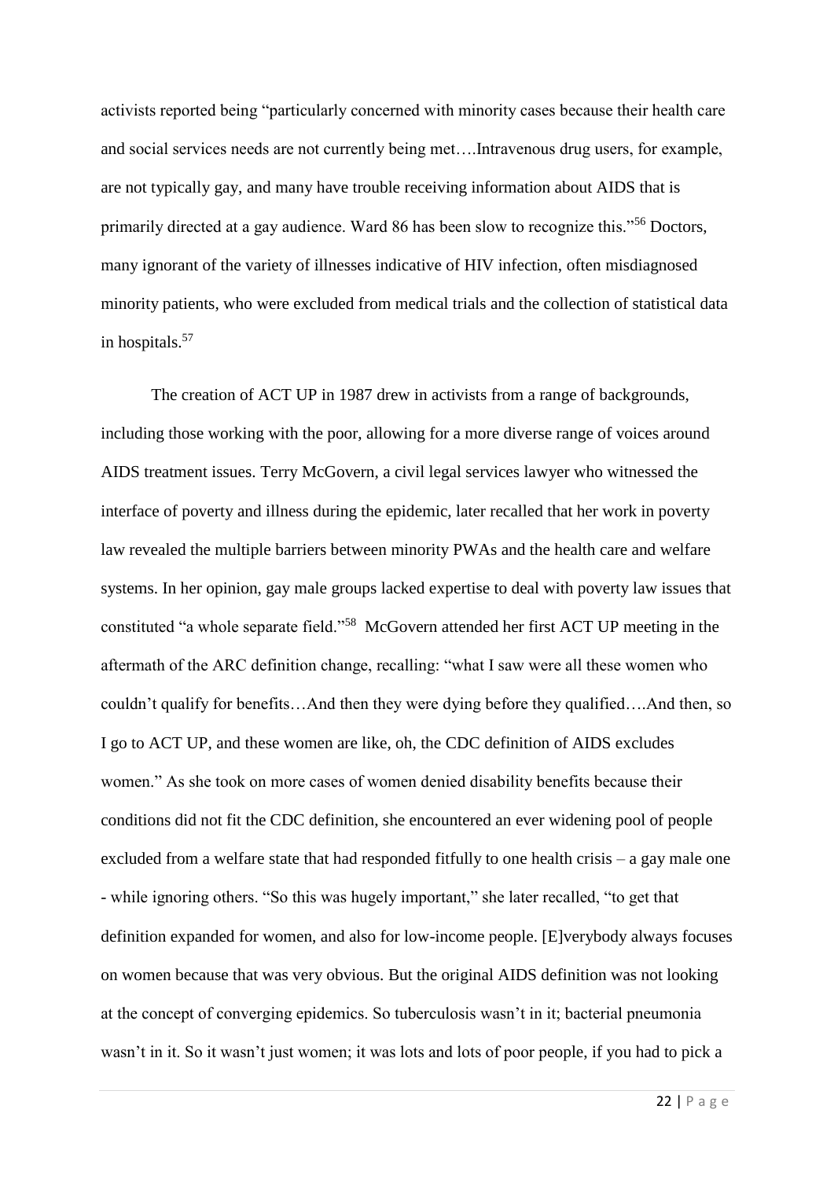activists reported being "particularly concerned with minority cases because their health care and social services needs are not currently being met….Intravenous drug users, for example, are not typically gay, and many have trouble receiving information about AIDS that is primarily directed at a gay audience. Ward 86 has been slow to recognize this."[56] Doctors, many ignorant of the variety of illnesses indicative of HIV infection, often misdiagnosed minority patients, who were excluded from medical trials and the collection of statistical data in hospitals.[57]

The creation of ACT UP in 1987 drew in activists from a range of backgrounds, including those working with the poor, allowing for a more diverse range of voices around AIDS treatment issues. Terry McGovern, a civil legal services lawyer who witnessed the interface of poverty and illness during the epidemic, later recalled that her work in poverty law revealed the multiple barriers between minority PWAs and the health care and welfare systems. In her opinion, gay male groups lacked expertise to deal with poverty law issues that constituted "a whole separate field."[58] McGovern attended her first ACT UP meeting in the aftermath of the ARC definition change, recalling: "what I saw were all these women who couldn't qualify for benefits…And then they were dying before they qualified….And then, so I go to ACT UP, and these women are like, oh, the CDC definition of AIDS excludes women." As she took on more cases of women denied disability benefits because their conditions did not fit the CDC definition, she encountered an ever widening pool of people excluded from a welfare state that had responded fitfully to one health crisis – a gay male one - while ignoring others. "So this was hugely important," she later recalled, "to get that definition expanded for women, and also for low-income people. [E]verybody always focuses on women because that was very obvious. But the original AIDS definition was not looking at the concept of converging epidemics. So tuberculosis wasn't in it; bacterial pneumonia wasn't in it. So it wasn't just women; it was lots and lots of poor people, if you had to pick a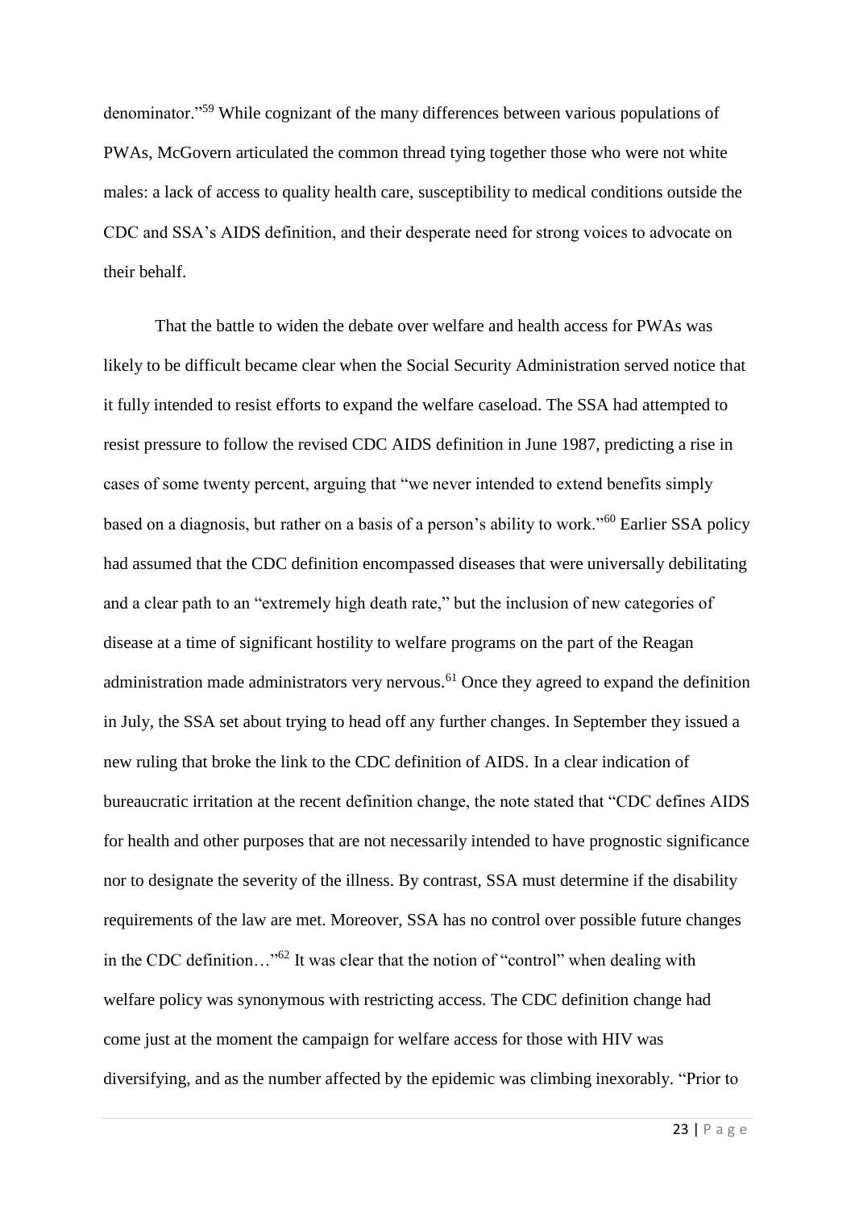denominator."[59] While cognizant of the many differences between various populations of PWAs, McGovern articulated the common thread tying together those who were not white males: a lack of access to quality health care, susceptibility to medical conditions outside the CDC and SSA's AIDS definition, and their desperate need for strong voices to advocate on their behalf.

That the battle to widen the debate over welfare and health access for PWAs was likely to be difficult became clear when the Social Security Administration served notice that it fully intended to resist efforts to expand the welfare caseload. The SSA had attempted to resist pressure to follow the revised CDC AIDS definition in June 1987, predicting a rise in cases of some twenty percent, arguing that "we never intended to extend benefits simply based on a diagnosis, but rather on a basis of a person's ability to work."[60] Earlier SSA policy had assumed that the CDC definition encompassed diseases that were universally debilitating and a clear path to an "extremely high death rate," but the inclusion of new categories of disease at a time of significant hostility to welfare programs on the part of the Reagan administration made administrators very nervous.[61] Once they agreed to expand the definition in July, the SSA set about trying to head off any further changes. In September they issued a new ruling that broke the link to the CDC definition of AIDS. In a clear indication of bureaucratic irritation at the recent definition change, the note stated that "CDC defines AIDS for health and other purposes that are not necessarily intended to have prognostic significance nor to designate the severity of the illness. By contrast, SSA must determine if the disability requirements of the law are met. Moreover, SSA has no control over possible future changes in the CDC definition…"[62] It was clear that the notion of "control" when dealing with welfare policy was synonymous with restricting access. The CDC definition change had come just at the moment the campaign for welfare access for those with HIV was diversifying, and as the number affected by the epidemic was climbing inexorably. "Prior to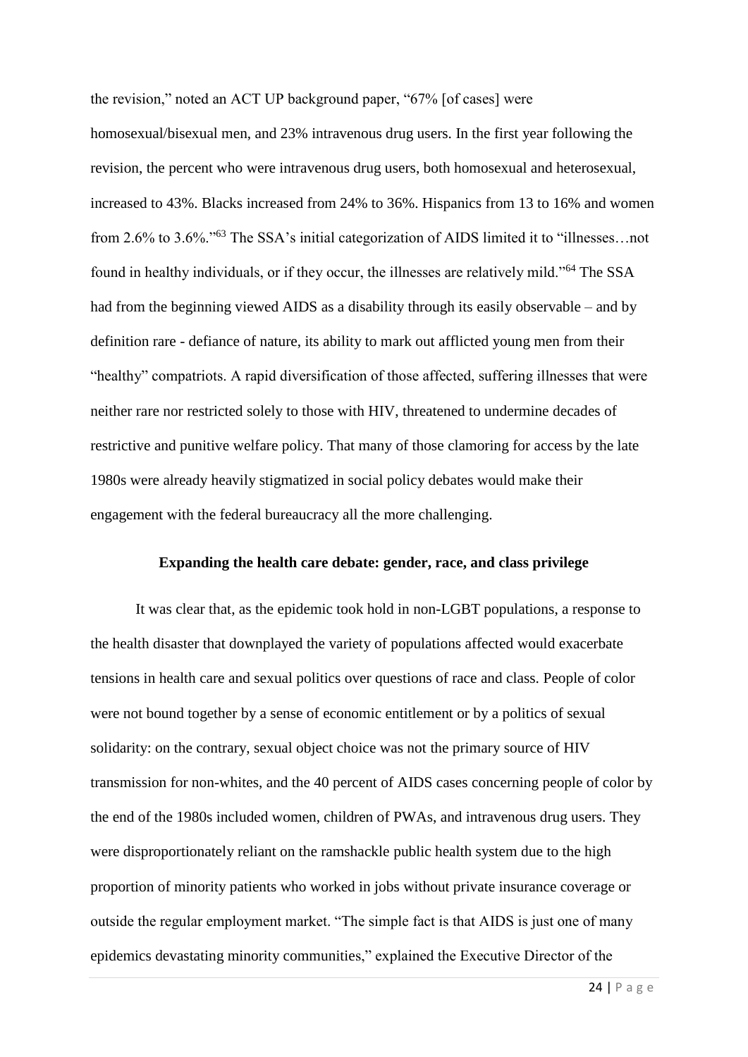the revision," noted an ACT UP background paper, "67% [of cases] were homosexual/bisexual men, and 23% intravenous drug users. In the first year following the revision, the percent who were intravenous drug users, both homosexual and heterosexual, increased to 43%. Blacks increased from 24% to 36%. Hispanics from 13 to 16% and women from 2.6% to 3.6%."[63] The SSA's initial categorization of AIDS limited it to "illnesses…not found in healthy individuals, or if they occur, the illnesses are relatively mild."[64] The SSA had from the beginning viewed AIDS as a disability through its easily observable – and by definition rare - defiance of nature, its ability to mark out afflicted young men from their "healthy" compatriots. A rapid diversification of those affected, suffering illnesses that were neither rare nor restricted solely to those with HIV, threatened to undermine decades of restrictive and punitive welfare policy. That many of those clamoring for access by the late 1980s were already heavily stigmatized in social policy debates would make their engagement with the federal bureaucracy all the more challenging.

## Expanding the health care debate: gender, race, and class privilege

It was clear that, as the epidemic took hold in non-LGBT populations, a response to the health disaster that downplayed the variety of populations affected would exacerbate tensions in health care and sexual politics over questions of race and class. People of color were not bound together by a sense of economic entitlement or by a politics of sexual solidarity: on the contrary, sexual object choice was not the primary source of HIV transmission for non-whites, and the 40 percent of AIDS cases concerning people of color by the end of the 1980s included women, children of PWAs, and intravenous drug users. They were disproportionately reliant on the ramshackle public health system due to the high proportion of minority patients who worked in jobs without private insurance coverage or outside the regular employment market. "The simple fact is that AIDS is just one of many epidemics devastating minority communities," explained the Executive Director of the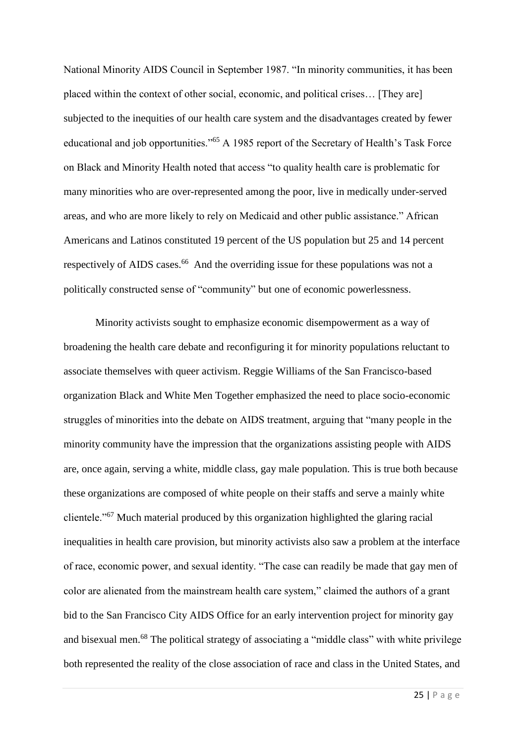National Minority AIDS Council in September 1987. "In minority communities, it has been placed within the context of other social, economic, and political crises… [They are] subjected to the inequities of our health care system and the disadvantages created by fewer educational and job opportunities."[65] A 1985 report of the Secretary of Health's Task Force on Black and Minority Health noted that access "to quality health care is problematic for many minorities who are over-represented among the poor, live in medically under-served areas, and who are more likely to rely on Medicaid and other public assistance." African Americans and Latinos constituted 19 percent of the US population but 25 and 14 percent respectively of AIDS cases.[66] And the overriding issue for these populations was not a politically constructed sense of "community" but one of economic powerlessness.

Minority activists sought to emphasize economic disempowerment as a way of broadening the health care debate and reconfiguring it for minority populations reluctant to associate themselves with queer activism. Reggie Williams of the San Francisco-based organization Black and White Men Together emphasized the need to place socio-economic struggles of minorities into the debate on AIDS treatment, arguing that "many people in the minority community have the impression that the organizations assisting people with AIDS are, once again, serving a white, middle class, gay male population. This is true both because these organizations are composed of white people on their staffs and serve a mainly white clientele."[67] Much material produced by this organization highlighted the glaring racial inequalities in health care provision, but minority activists also saw a problem at the interface of race, economic power, and sexual identity. "The case can readily be made that gay men of color are alienated from the mainstream health care system," claimed the authors of a grant bid to the San Francisco City AIDS Office for an early intervention project for minority gay and bisexual men.[68] The political strategy of associating a "middle class" with white privilege both represented the reality of the close association of race and class in the United States, and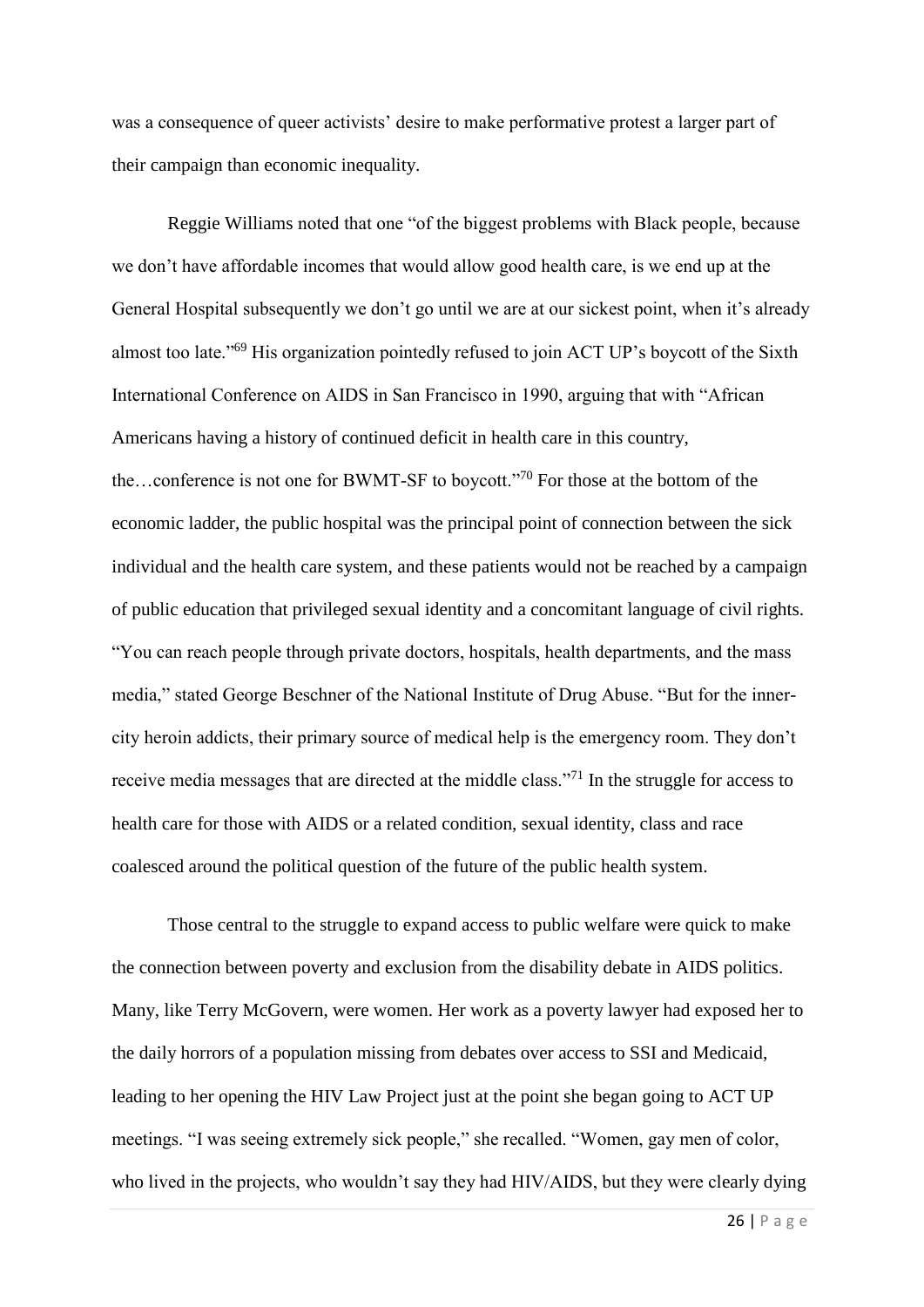was a consequence of queer activists' desire to make performative protest a larger part of their campaign than economic inequality.

Reggie Williams noted that one "of the biggest problems with Black people, because we don't have affordable incomes that would allow good health care, is we end up at the General Hospital subsequently we don't go until we are at our sickest point, when it's already almost too late."[69] His organization pointedly refused to join ACT UP's boycott of the Sixth International Conference on AIDS in San Francisco in 1990, arguing that with "African Americans having a history of continued deficit in health care in this country, the…conference is not one for BWMT-SF to boycott."[70] For those at the bottom of the economic ladder, the public hospital was the principal point of connection between the sick individual and the health care system, and these patients would not be reached by a campaign of public education that privileged sexual identity and a concomitant language of civil rights. "You can reach people through private doctors, hospitals, health departments, and the mass media," stated George Beschner of the National Institute of Drug Abuse. "But for the inner-city heroin addicts, their primary source of medical help is the emergency room. They don't receive media messages that are directed at the middle class."[71] In the struggle for access to health care for those with AIDS or a related condition, sexual identity, class and race coalesced around the political question of the future of the public health system.

Those central to the struggle to expand access to public welfare were quick to make the connection between poverty and exclusion from the disability debate in AIDS politics. Many, like Terry McGovern, were women. Her work as a poverty lawyer had exposed her to the daily horrors of a population missing from debates over access to SSI and Medicaid, leading to her opening the HIV Law Project just at the point she began going to ACT UP meetings. "I was seeing extremely sick people," she recalled. "Women, gay men of color, who lived in the projects, who wouldn't say they had HIV/AIDS, but they were clearly dying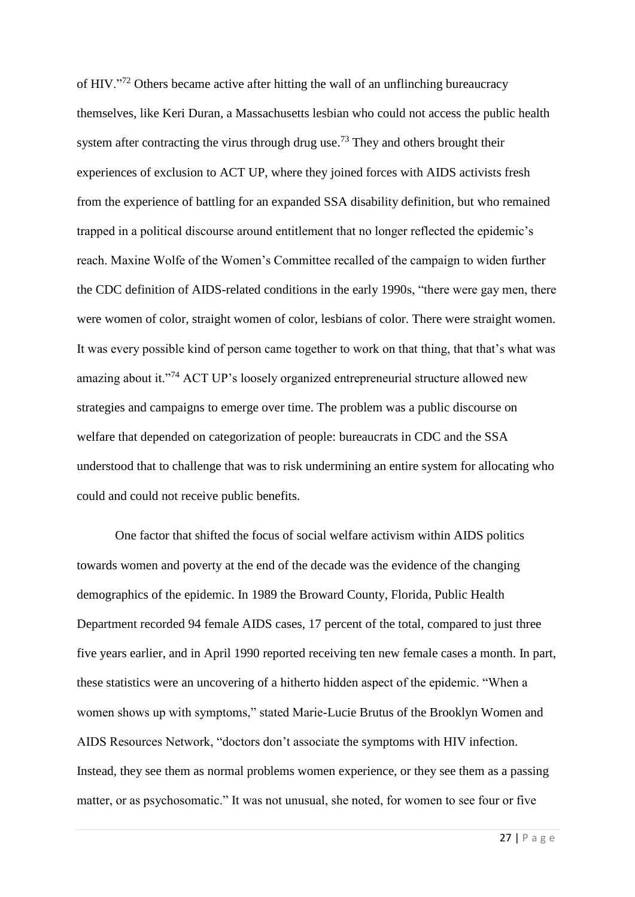of HIV."[72] Others became active after hitting the wall of an unflinching bureaucracy themselves, like Keri Duran, a Massachusetts lesbian who could not access the public health system after contracting the virus through drug use.[73] They and others brought their experiences of exclusion to ACT UP, where they joined forces with AIDS activists fresh from the experience of battling for an expanded SSA disability definition, but who remained trapped in a political discourse around entitlement that no longer reflected the epidemic's reach. Maxine Wolfe of the Women's Committee recalled of the campaign to widen further the CDC definition of AIDS-related conditions in the early 1990s, "there were gay men, there were women of color, straight women of color, lesbians of color. There were straight women. It was every possible kind of person came together to work on that thing, that that's what was amazing about it."[74] ACT UP's loosely organized entrepreneurial structure allowed new strategies and campaigns to emerge over time. The problem was a public discourse on welfare that depended on categorization of people: bureaucrats in CDC and the SSA understood that to challenge that was to risk undermining an entire system for allocating who could and could not receive public benefits.

One factor that shifted the focus of social welfare activism within AIDS politics towards women and poverty at the end of the decade was the evidence of the changing demographics of the epidemic. In 1989 the Broward County, Florida, Public Health Department recorded 94 female AIDS cases, 17 percent of the total, compared to just three five years earlier, and in April 1990 reported receiving ten new female cases a month. In part, these statistics were an uncovering of a hitherto hidden aspect of the epidemic. "When a women shows up with symptoms," stated Marie-Lucie Brutus of the Brooklyn Women and AIDS Resources Network, "doctors don't associate the symptoms with HIV infection. Instead, they see them as normal problems women experience, or they see them as a passing matter, or as psychosomatic." It was not unusual, she noted, for women to see four or five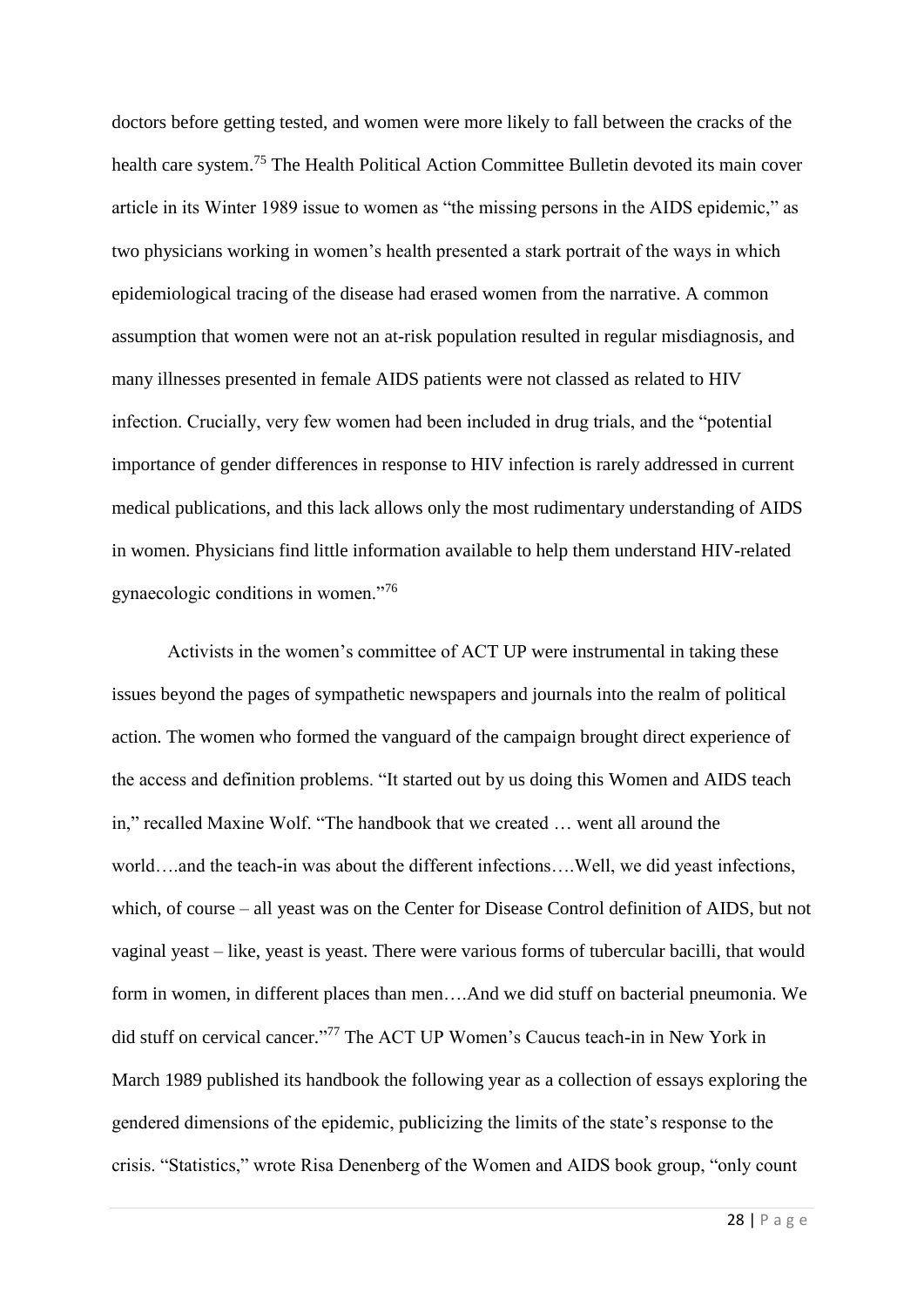doctors before getting tested, and women were more likely to fall between the cracks of the health care system.[75] The Health Political Action Committee Bulletin devoted its main cover article in its Winter 1989 issue to women as "the missing persons in the AIDS epidemic," as two physicians working in women's health presented a stark portrait of the ways in which epidemiological tracing of the disease had erased women from the narrative. A common assumption that women were not an at-risk population resulted in regular misdiagnosis, and many illnesses presented in female AIDS patients were not classed as related to HIV infection. Crucially, very few women had been included in drug trials, and the "potential importance of gender differences in response to HIV infection is rarely addressed in current medical publications, and this lack allows only the most rudimentary understanding of AIDS in women. Physicians find little information available to help them understand HIV-related gynaecologic conditions in women."[76]

Activists in the women's committee of ACT UP were instrumental in taking these issues beyond the pages of sympathetic newspapers and journals into the realm of political action. The women who formed the vanguard of the campaign brought direct experience of the access and definition problems. "It started out by us doing this Women and AIDS teach in," recalled Maxine Wolf. "The handbook that we created … went all around the world….and the teach-in was about the different infections….Well, we did yeast infections, which, of course – all yeast was on the Center for Disease Control definition of AIDS, but not vaginal yeast – like, yeast is yeast. There were various forms of tubercular bacilli, that would form in women, in different places than men….And we did stuff on bacterial pneumonia. We did stuff on cervical cancer."[77] The ACT UP Women's Caucus teach-in in New York in March 1989 published its handbook the following year as a collection of essays exploring the gendered dimensions of the epidemic, publicizing the limits of the state's response to the crisis. "Statistics," wrote Risa Denenberg of the Women and AIDS book group, "only count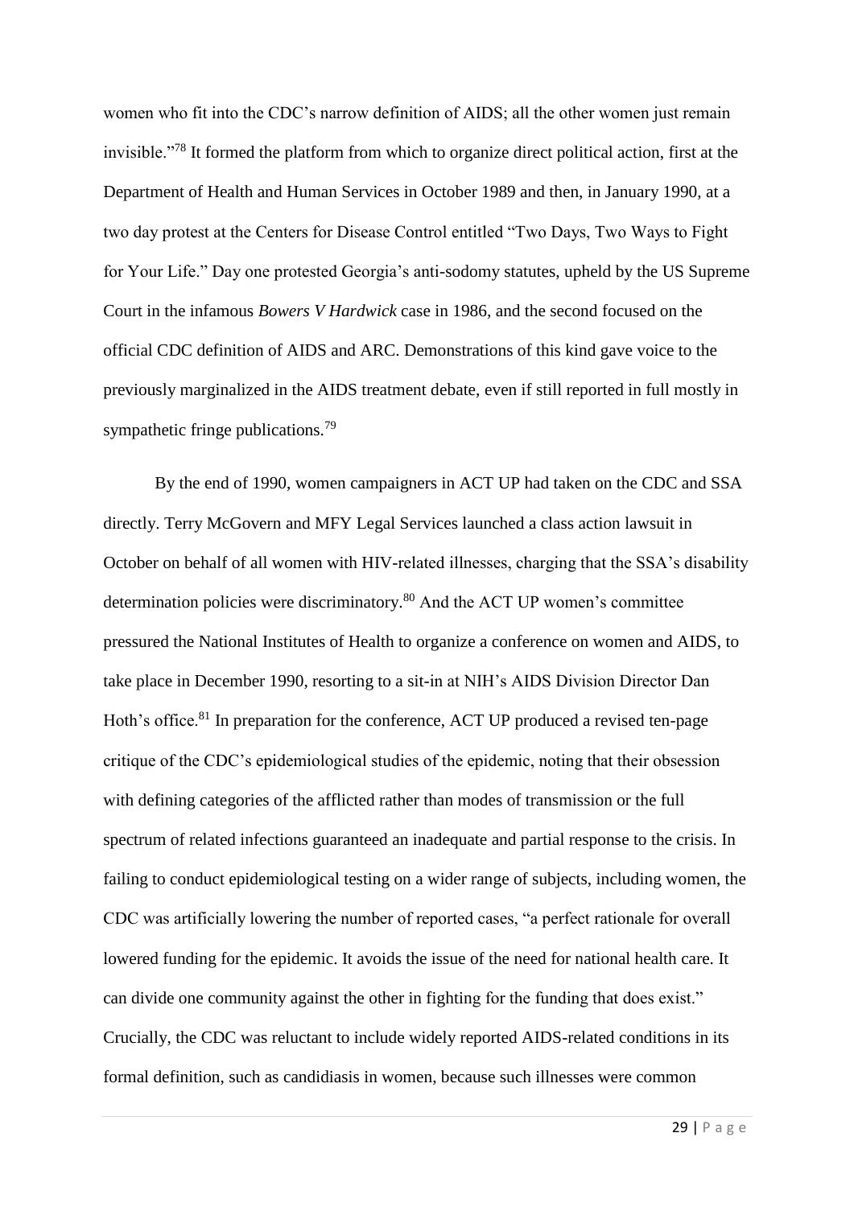women who fit into the CDC's narrow definition of AIDS; all the other women just remain invisible."[78] It formed the platform from which to organize direct political action, first at the Department of Health and Human Services in October 1989 and then, in January 1990, at a two day protest at the Centers for Disease Control entitled "Two Days, Two Ways to Fight for Your Life." Day one protested Georgia's anti-sodomy statutes, upheld by the US Supreme Court in the infamous *Bowers V Hardwick* case in 1986, and the second focused on the official CDC definition of AIDS and ARC. Demonstrations of this kind gave voice to the previously marginalized in the AIDS treatment debate, even if still reported in full mostly in sympathetic fringe publications.[79]

By the end of 1990, women campaigners in ACT UP had taken on the CDC and SSA directly. Terry McGovern and MFY Legal Services launched a class action lawsuit in October on behalf of all women with HIV-related illnesses, charging that the SSA's disability determination policies were discriminatory.[80] And the ACT UP women's committee pressured the National Institutes of Health to organize a conference on women and AIDS, to take place in December 1990, resorting to a sit-in at NIH's AIDS Division Director Dan Hoth's office.[81] In preparation for the conference, ACT UP produced a revised ten-page critique of the CDC's epidemiological studies of the epidemic, noting that their obsession with defining categories of the afflicted rather than modes of transmission or the full spectrum of related infections guaranteed an inadequate and partial response to the crisis. In failing to conduct epidemiological testing on a wider range of subjects, including women, the CDC was artificially lowering the number of reported cases, "a perfect rationale for overall lowered funding for the epidemic. It avoids the issue of the need for national health care. It can divide one community against the other in fighting for the funding that does exist." Crucially, the CDC was reluctant to include widely reported AIDS-related conditions in its formal definition, such as candidiasis in women, because such illnesses were common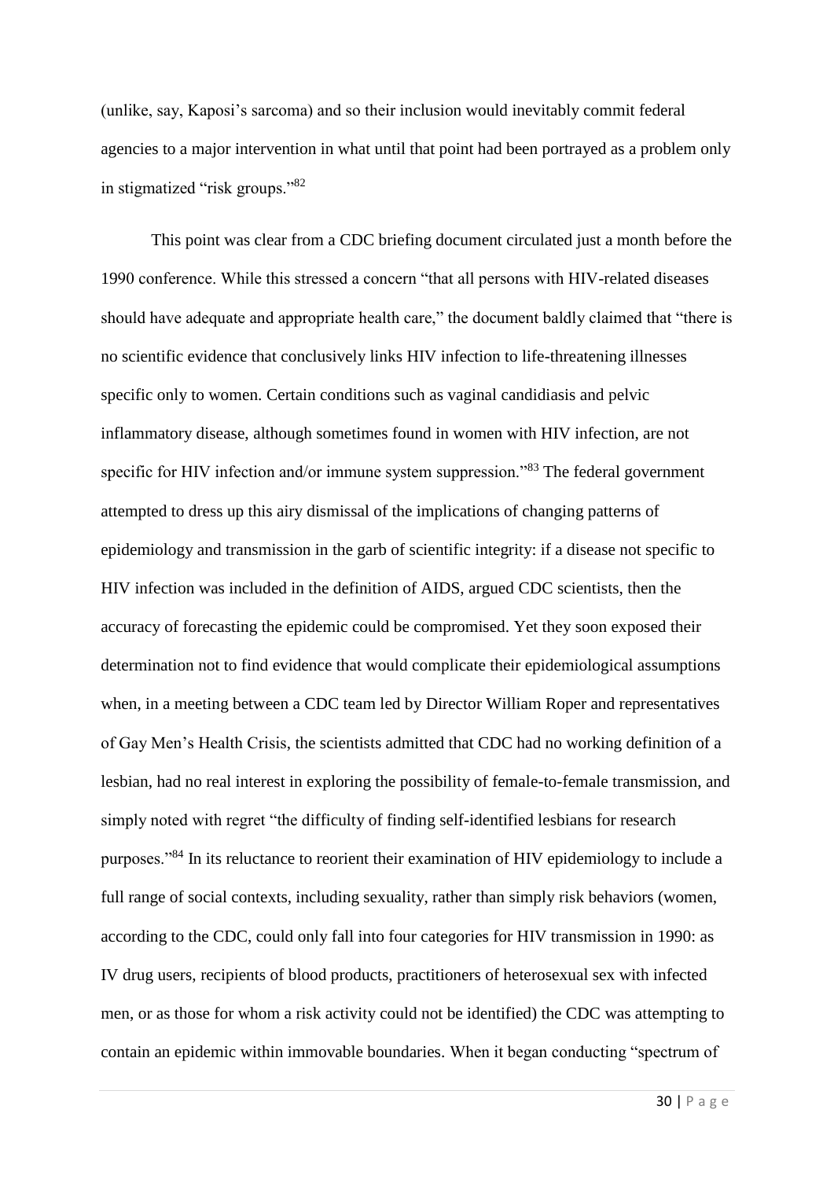(unlike, say, Kaposi's sarcoma) and so their inclusion would inevitably commit federal agencies to a major intervention in what until that point had been portrayed as a problem only in stigmatized "risk groups."[82]

This point was clear from a CDC briefing document circulated just a month before the 1990 conference. While this stressed a concern "that all persons with HIV-related diseases should have adequate and appropriate health care," the document baldly claimed that "there is no scientific evidence that conclusively links HIV infection to life-threatening illnesses specific only to women. Certain conditions such as vaginal candidiasis and pelvic inflammatory disease, although sometimes found in women with HIV infection, are not specific for HIV infection and/or immune system suppression."[83] The federal government attempted to dress up this airy dismissal of the implications of changing patterns of epidemiology and transmission in the garb of scientific integrity: if a disease not specific to HIV infection was included in the definition of AIDS, argued CDC scientists, then the accuracy of forecasting the epidemic could be compromised. Yet they soon exposed their determination not to find evidence that would complicate their epidemiological assumptions when, in a meeting between a CDC team led by Director William Roper and representatives of Gay Men's Health Crisis, the scientists admitted that CDC had no working definition of a lesbian, had no real interest in exploring the possibility of female-to-female transmission, and simply noted with regret "the difficulty of finding self-identified lesbians for research purposes."[84] In its reluctance to reorient their examination of HIV epidemiology to include a full range of social contexts, including sexuality, rather than simply risk behaviors (women, according to the CDC, could only fall into four categories for HIV transmission in 1990: as IV drug users, recipients of blood products, practitioners of heterosexual sex with infected men, or as those for whom a risk activity could not be identified) the CDC was attempting to contain an epidemic within immovable boundaries. When it began conducting "spectrum of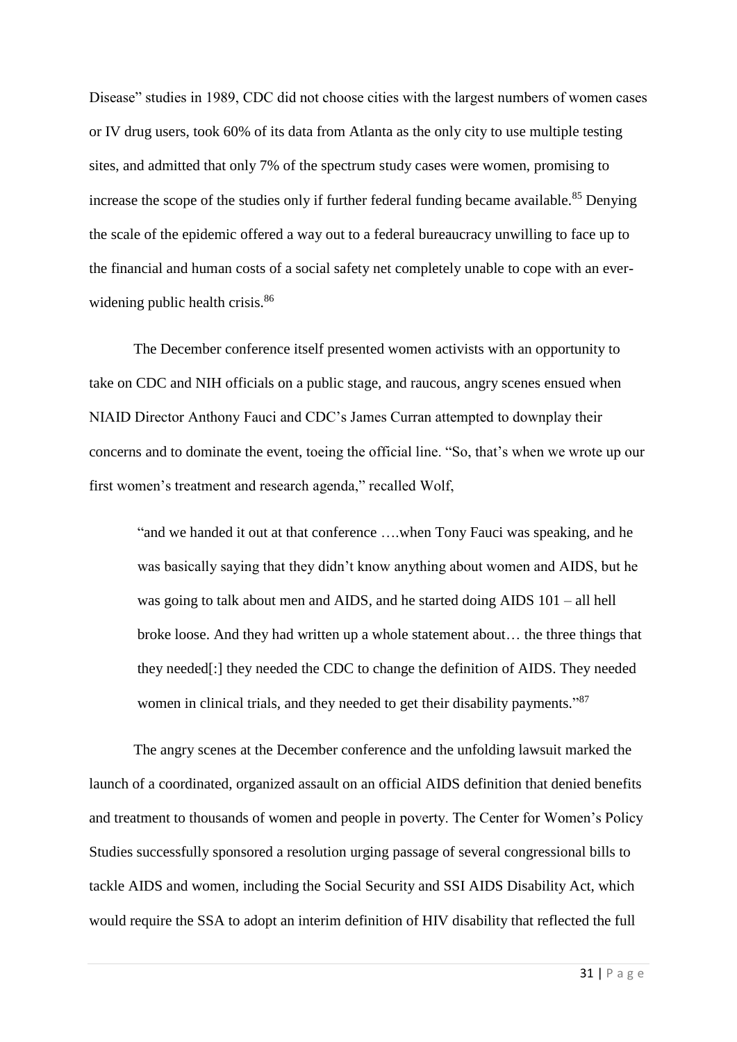Disease" studies in 1989, CDC did not choose cities with the largest numbers of women cases or IV drug users, took 60% of its data from Atlanta as the only city to use multiple testing sites, and admitted that only 7% of the spectrum study cases were women, promising to increase the scope of the studies only if further federal funding became available.[85] Denying the scale of the epidemic offered a way out to a federal bureaucracy unwilling to face up to the financial and human costs of a social safety net completely unable to cope with an ever-widening public health crisis.[86]

The December conference itself presented women activists with an opportunity to take on CDC and NIH officials on a public stage, and raucous, angry scenes ensued when NIAID Director Anthony Fauci and CDC's James Curran attempted to downplay their concerns and to dominate the event, toeing the official line. "So, that's when we wrote up our first women's treatment and research agenda," recalled Wolf,

> "and we handed it out at that conference ….when Tony Fauci was speaking, and he was basically saying that they didn't know anything about women and AIDS, but he was going to talk about men and AIDS, and he started doing AIDS 101 – all hell broke loose. And they had written up a whole statement about… the three things that they needed[:] they needed the CDC to change the definition of AIDS. They needed women in clinical trials, and they needed to get their disability payments."[87]

The angry scenes at the December conference and the unfolding lawsuit marked the launch of a coordinated, organized assault on an official AIDS definition that denied benefits and treatment to thousands of women and people in poverty. The Center for Women's Policy Studies successfully sponsored a resolution urging passage of several congressional bills to tackle AIDS and women, including the Social Security and SSI AIDS Disability Act, which would require the SSA to adopt an interim definition of HIV disability that reflected the full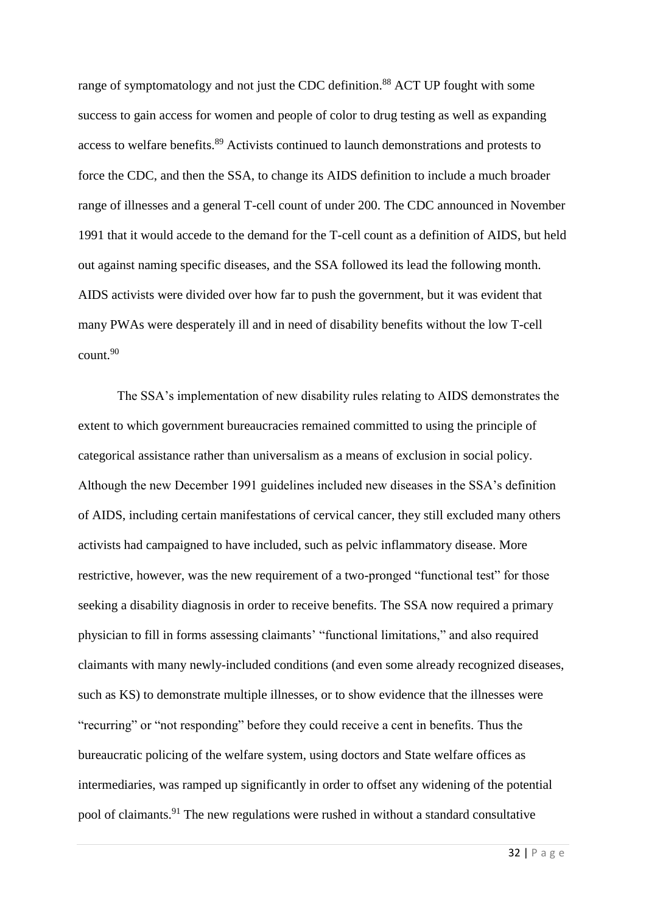range of symptomatology and not just the CDC definition.[88] ACT UP fought with some success to gain access for women and people of color to drug testing as well as expanding access to welfare benefits.[89] Activists continued to launch demonstrations and protests to force the CDC, and then the SSA, to change its AIDS definition to include a much broader range of illnesses and a general T-cell count of under 200. The CDC announced in November 1991 that it would accede to the demand for the T-cell count as a definition of AIDS, but held out against naming specific diseases, and the SSA followed its lead the following month. AIDS activists were divided over how far to push the government, but it was evident that many PWAs were desperately ill and in need of disability benefits without the low T-cell count.[90]

The SSA's implementation of new disability rules relating to AIDS demonstrates the extent to which government bureaucracies remained committed to using the principle of categorical assistance rather than universalism as a means of exclusion in social policy. Although the new December 1991 guidelines included new diseases in the SSA's definition of AIDS, including certain manifestations of cervical cancer, they still excluded many others activists had campaigned to have included, such as pelvic inflammatory disease. More restrictive, however, was the new requirement of a two-pronged "functional test" for those seeking a disability diagnosis in order to receive benefits. The SSA now required a primary physician to fill in forms assessing claimants' "functional limitations," and also required claimants with many newly-included conditions (and even some already recognized diseases, such as KS) to demonstrate multiple illnesses, or to show evidence that the illnesses were "recurring" or "not responding" before they could receive a cent in benefits. Thus the bureaucratic policing of the welfare system, using doctors and State welfare offices as intermediaries, was ramped up significantly in order to offset any widening of the potential pool of claimants.[91] The new regulations were rushed in without a standard consultative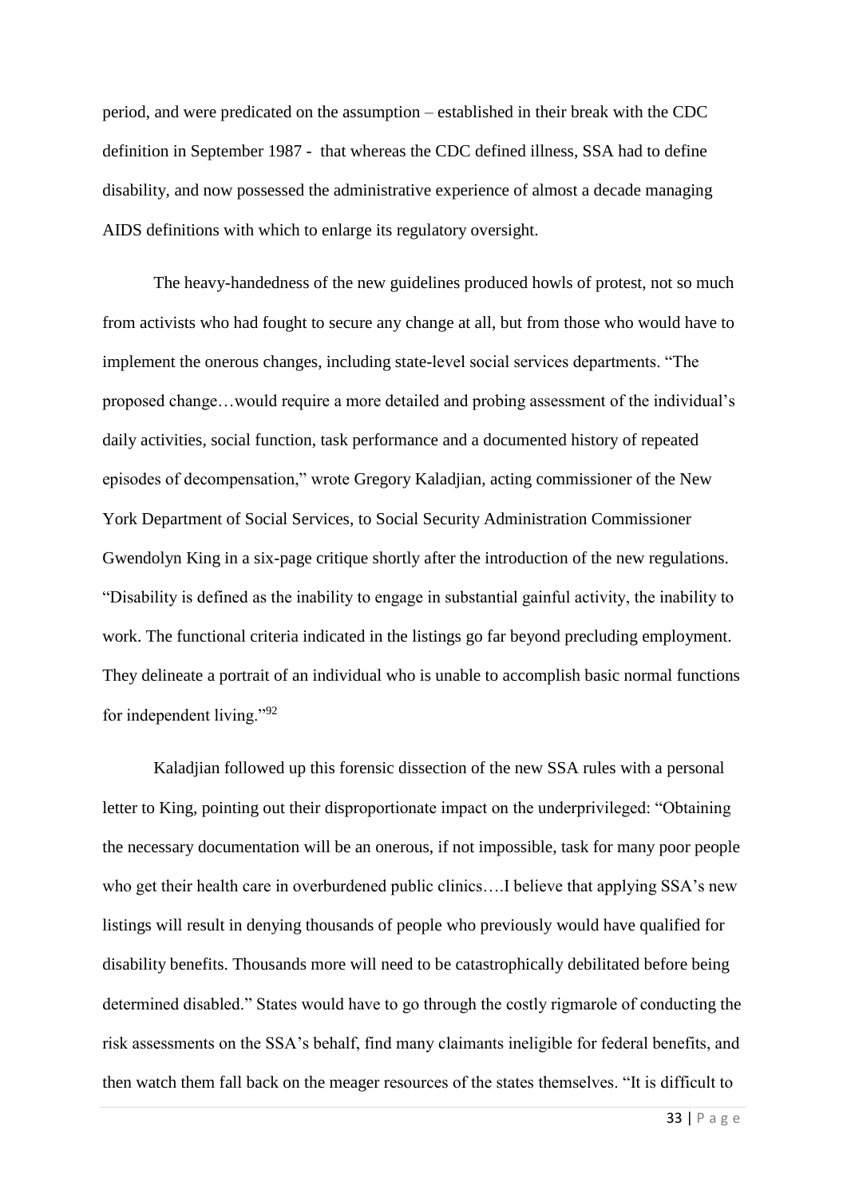period, and were predicated on the assumption – established in their break with the CDC definition in September 1987 - that whereas the CDC defined illness, SSA had to define disability, and now possessed the administrative experience of almost a decade managing AIDS definitions with which to enlarge its regulatory oversight.

The heavy-handedness of the new guidelines produced howls of protest, not so much from activists who had fought to secure any change at all, but from those who would have to implement the onerous changes, including state-level social services departments. "The proposed change…would require a more detailed and probing assessment of the individual's daily activities, social function, task performance and a documented history of repeated episodes of decompensation," wrote Gregory Kaladjian, acting commissioner of the New York Department of Social Services, to Social Security Administration Commissioner Gwendolyn King in a six-page critique shortly after the introduction of the new regulations. "Disability is defined as the inability to engage in substantial gainful activity, the inability to work. The functional criteria indicated in the listings go far beyond precluding employment. They delineate a portrait of an individual who is unable to accomplish basic normal functions for independent living."[92]

Kaladjian followed up this forensic dissection of the new SSA rules with a personal letter to King, pointing out their disproportionate impact on the underprivileged: "Obtaining the necessary documentation will be an onerous, if not impossible, task for many poor people who get their health care in overburdened public clinics….I believe that applying SSA's new listings will result in denying thousands of people who previously would have qualified for disability benefits. Thousands more will need to be catastrophically debilitated before being determined disabled." States would have to go through the costly rigmarole of conducting the risk assessments on the SSA's behalf, find many claimants ineligible for federal benefits, and then watch them fall back on the meager resources of the states themselves. "It is difficult to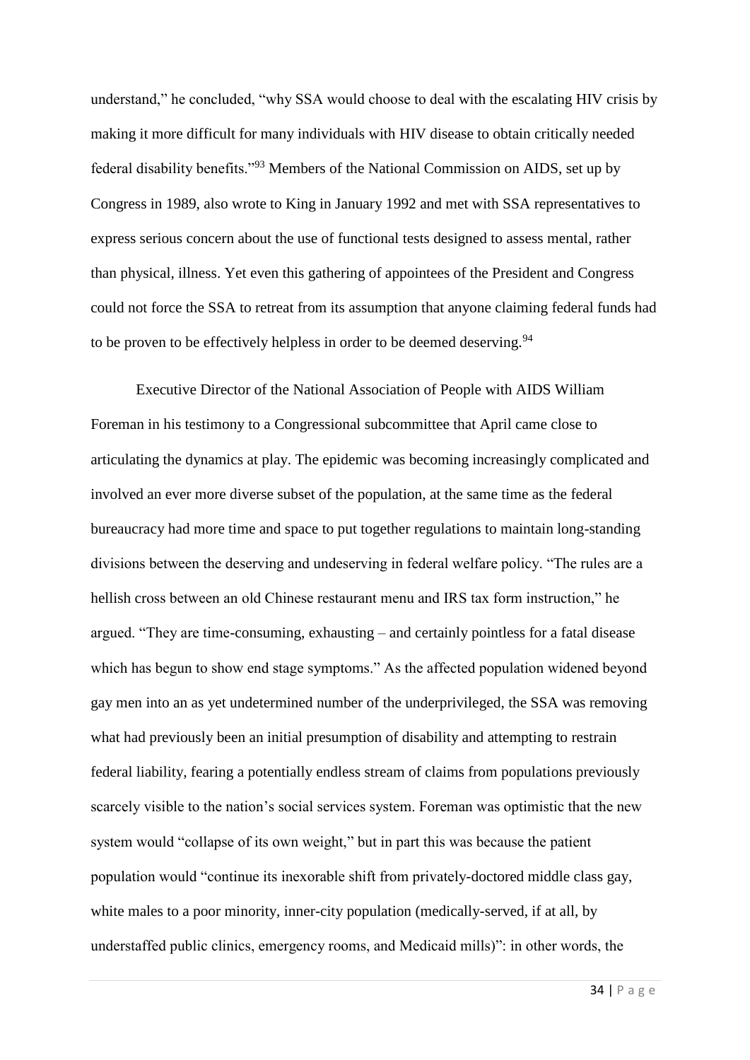understand," he concluded, "why SSA would choose to deal with the escalating HIV crisis by making it more difficult for many individuals with HIV disease to obtain critically needed federal disability benefits."[93] Members of the National Commission on AIDS, set up by Congress in 1989, also wrote to King in January 1992 and met with SSA representatives to express serious concern about the use of functional tests designed to assess mental, rather than physical, illness. Yet even this gathering of appointees of the President and Congress could not force the SSA to retreat from its assumption that anyone claiming federal funds had to be proven to be effectively helpless in order to be deemed deserving.[94]

Executive Director of the National Association of People with AIDS William Foreman in his testimony to a Congressional subcommittee that April came close to articulating the dynamics at play. The epidemic was becoming increasingly complicated and involved an ever more diverse subset of the population, at the same time as the federal bureaucracy had more time and space to put together regulations to maintain long-standing divisions between the deserving and undeserving in federal welfare policy. "The rules are a hellish cross between an old Chinese restaurant menu and IRS tax form instruction," he argued. "They are time-consuming, exhausting – and certainly pointless for a fatal disease which has begun to show end stage symptoms." As the affected population widened beyond gay men into an as yet undetermined number of the underprivileged, the SSA was removing what had previously been an initial presumption of disability and attempting to restrain federal liability, fearing a potentially endless stream of claims from populations previously scarcely visible to the nation's social services system. Foreman was optimistic that the new system would "collapse of its own weight," but in part this was because the patient population would "continue its inexorable shift from privately-doctored middle class gay, white males to a poor minority, inner-city population (medically-served, if at all, by understaffed public clinics, emergency rooms, and Medicaid mills)": in other words, the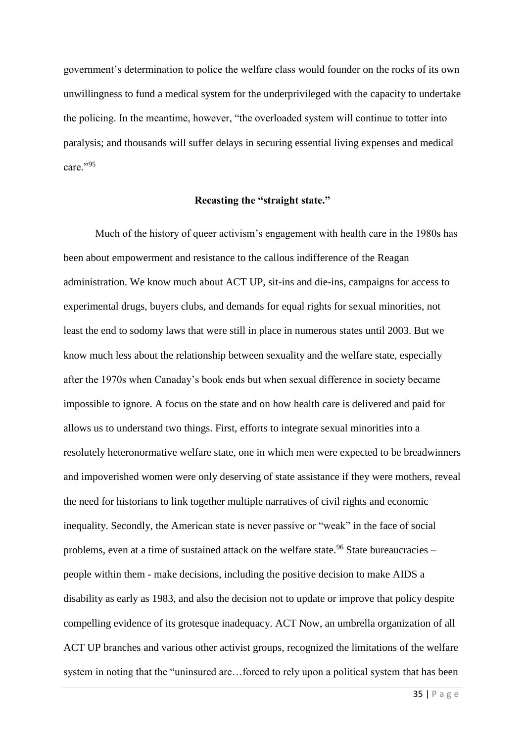government's determination to police the welfare class would founder on the rocks of its own unwillingness to fund a medical system for the underprivileged with the capacity to undertake the policing. In the meantime, however, "the overloaded system will continue to totter into paralysis; and thousands will suffer delays in securing essential living expenses and medical care."[95]

## Recasting the "straight state."

Much of the history of queer activism's engagement with health care in the 1980s has been about empowerment and resistance to the callous indifference of the Reagan administration. We know much about ACT UP, sit-ins and die-ins, campaigns for access to experimental drugs, buyers clubs, and demands for equal rights for sexual minorities, not least the end to sodomy laws that were still in place in numerous states until 2003. But we know much less about the relationship between sexuality and the welfare state, especially after the 1970s when Canaday's book ends but when sexual difference in society became impossible to ignore. A focus on the state and on how health care is delivered and paid for allows us to understand two things. First, efforts to integrate sexual minorities into a resolutely heteronormative welfare state, one in which men were expected to be breadwinners and impoverished women were only deserving of state assistance if they were mothers, reveal the need for historians to link together multiple narratives of civil rights and economic inequality. Secondly, the American state is never passive or "weak" in the face of social problems, even at a time of sustained attack on the welfare state.[96] State bureaucracies – people within them - make decisions, including the positive decision to make AIDS a disability as early as 1983, and also the decision not to update or improve that policy despite compelling evidence of its grotesque inadequacy. ACT Now, an umbrella organization of all ACT UP branches and various other activist groups, recognized the limitations of the welfare system in noting that the "uninsured are…forced to rely upon a political system that has been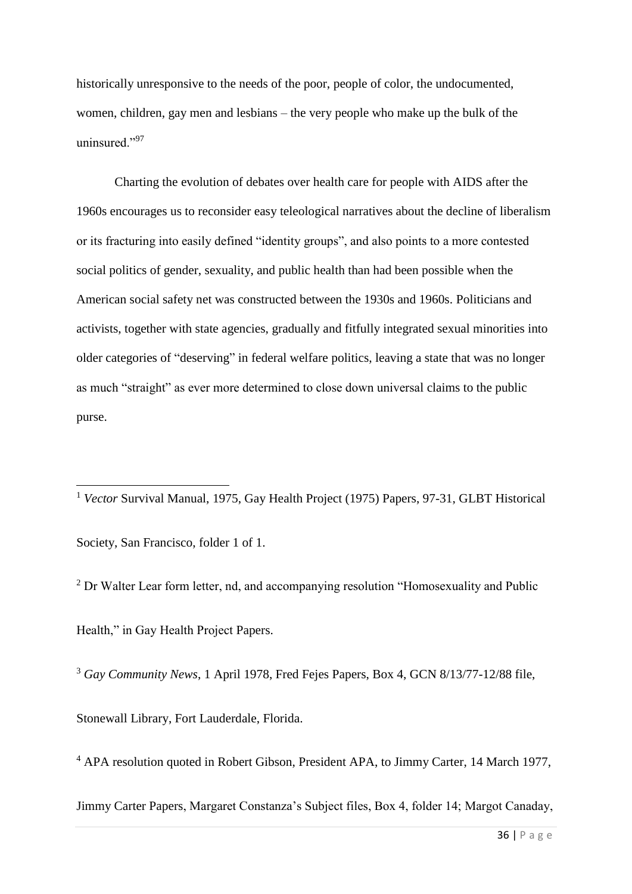historically unresponsive to the needs of the poor, people of color, the undocumented, women, children, gay men and lesbians – the very people who make up the bulk of the uninsured."[97]

Charting the evolution of debates over health care for people with AIDS after the 1960s encourages us to reconsider easy teleological narratives about the decline of liberalism or its fracturing into easily defined "identity groups", and also points to a more contested social politics of gender, sexuality, and public health than had been possible when the American social safety net was constructed between the 1930s and 1960s. Politicians and activists, together with state agencies, gradually and fitfully integrated sexual minorities into older categories of "deserving" in federal welfare politics, leaving a state that was no longer as much "straight" as ever more determined to close down universal claims to the public purse.

---

[1] *Vector* Survival Manual, 1975, Gay Health Project (1975) Papers, 97-31, GLBT Historical Society, San Francisco, folder 1 of 1.

[2] Dr Walter Lear form letter, nd, and accompanying resolution "Homosexuality and Public Health," in Gay Health Project Papers.

[3] *Gay Community News*, 1 April 1978, Fred Fejes Papers, Box 4, GCN 8/13/77-12/88 file, Stonewall Library, Fort Lauderdale, Florida.

[4] APA resolution quoted in Robert Gibson, President APA, to Jimmy Carter, 14 March 1977, Jimmy Carter Papers, Margaret Constanza's Subject files, Box 4, folder 14; Margot Canaday,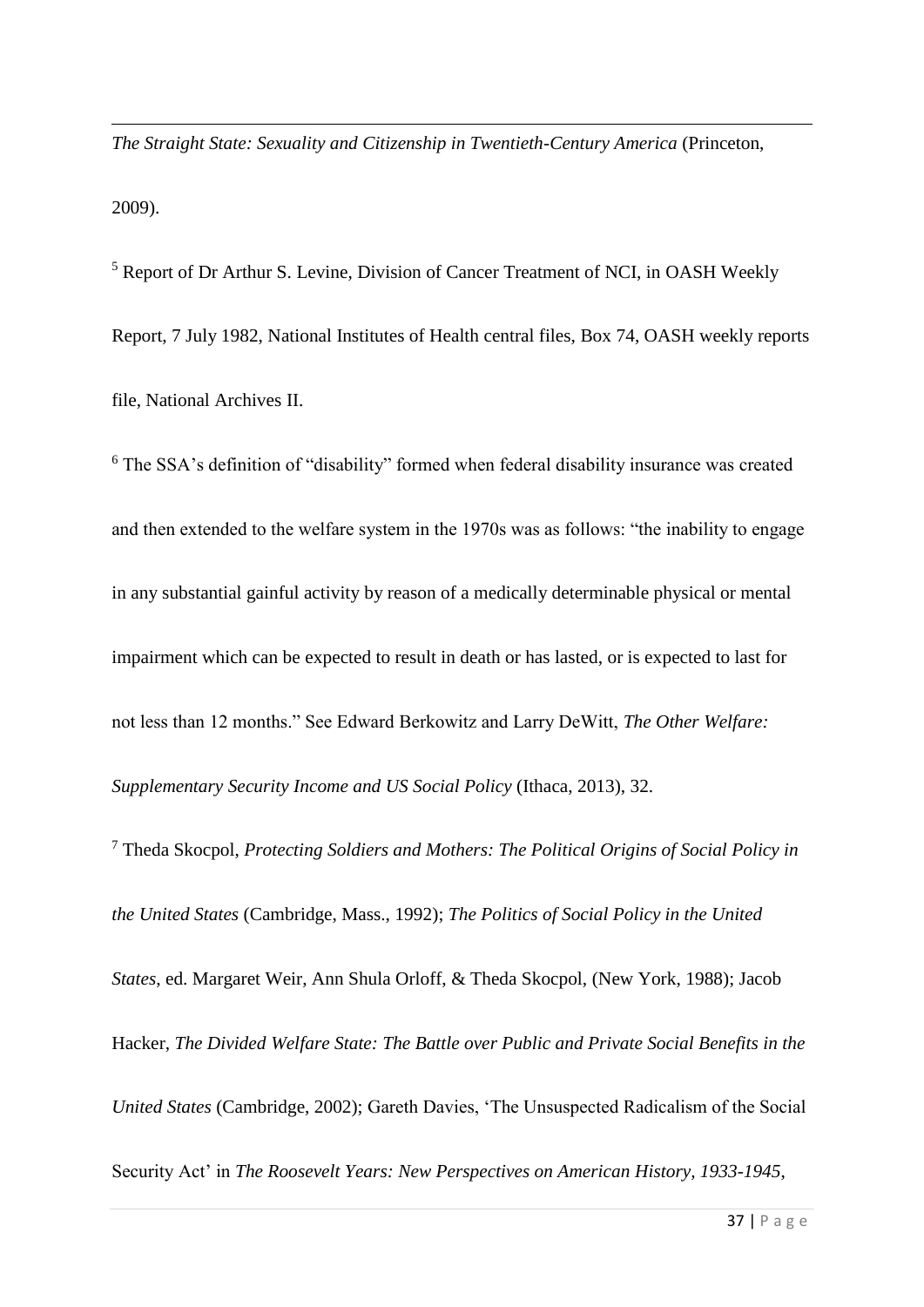*The Straight State: Sexuality and Citizenship in Twentieth-Century America* (Princeton, 2009).

[5] Report of Dr Arthur S. Levine, Division of Cancer Treatment of NCI, in OASH Weekly Report, 7 July 1982, National Institutes of Health central files, Box 74, OASH weekly reports file, National Archives II.

[6] The SSA's definition of "disability" formed when federal disability insurance was created and then extended to the welfare system in the 1970s was as follows: "the inability to engage in any substantial gainful activity by reason of a medically determinable physical or mental impairment which can be expected to result in death or has lasted, or is expected to last for not less than 12 months." See Edward Berkowitz and Larry DeWitt, *The Other Welfare: Supplementary Security Income and US Social Policy* (Ithaca, 2013), 32.

[7] Theda Skocpol, *Protecting Soldiers and Mothers: The Political Origins of Social Policy in the United States* (Cambridge, Mass., 1992); *The Politics of Social Policy in the United States*, ed. Margaret Weir, Ann Shula Orloff, & Theda Skocpol, (New York, 1988); Jacob Hacker, *The Divided Welfare State: The Battle over Public and Private Social Benefits in the United States* (Cambridge, 2002); Gareth Davies, 'The Unsuspected Radicalism of the Social Security Act' in *The Roosevelt Years: New Perspectives on American History, 1933-1945*,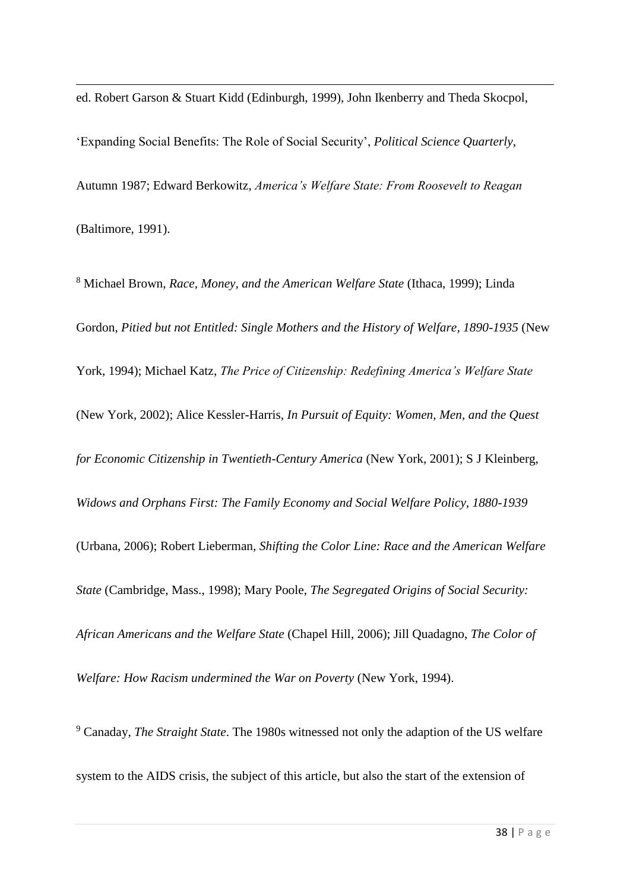ed. Robert Garson & Stuart Kidd (Edinburgh, 1999), John Ikenberry and Theda Skocpol, 'Expanding Social Benefits: The Role of Social Security', *Political Science Quarterly*, Autumn 1987; Edward Berkowitz, *America's Welfare State: From Roosevelt to Reagan* (Baltimore, 1991).

[8] Michael Brown, *Race, Money, and the American Welfare State* (Ithaca, 1999); Linda Gordon, *Pitied but not Entitled: Single Mothers and the History of Welfare, 1890-1935* (New York, 1994); Michael Katz, *The Price of Citizenship: Redefining America's Welfare State* (New York, 2002); Alice Kessler-Harris, *In Pursuit of Equity: Women, Men, and the Quest for Economic Citizenship in Twentieth-Century America* (New York, 2001); S J Kleinberg, *Widows and Orphans First: The Family Economy and Social Welfare Policy, 1880-1939* (Urbana, 2006); Robert Lieberman, *Shifting the Color Line: Race and the American Welfare State* (Cambridge, Mass., 1998); Mary Poole, *The Segregated Origins of Social Security: African Americans and the Welfare State* (Chapel Hill, 2006); Jill Quadagno, *The Color of Welfare: How Racism undermined the War on Poverty* (New York, 1994).

[9] Canaday, *The Straight State*. The 1980s witnessed not only the adaption of the US welfare system to the AIDS crisis, the subject of this article, but also the start of the extension of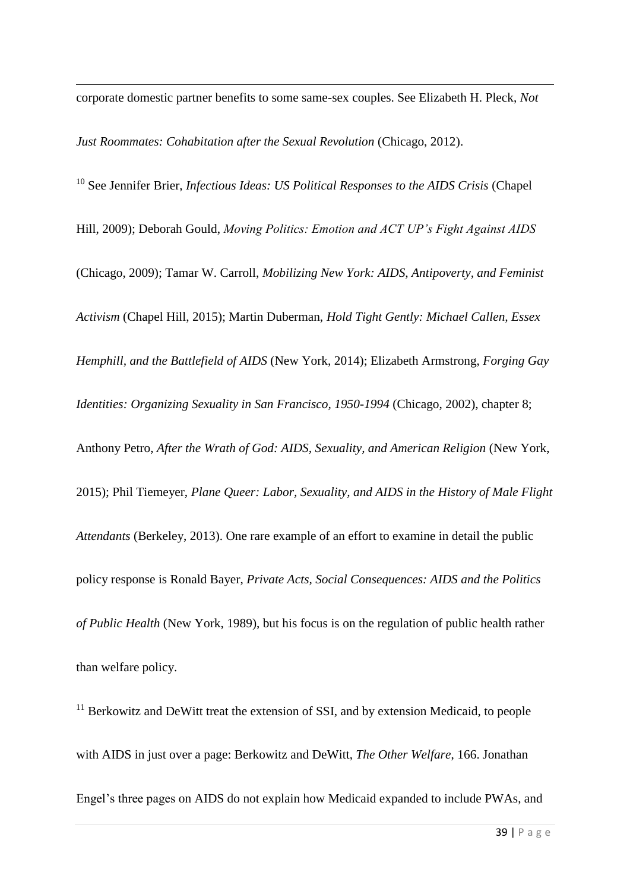corporate domestic partner benefits to some same-sex couples. See Elizabeth H. Pleck, *Not Just Roommates: Cohabitation after the Sexual Revolution* (Chicago, 2012).

[10] See Jennifer Brier, *Infectious Ideas: US Political Responses to the AIDS Crisis* (Chapel Hill, 2009); Deborah Gould, *Moving Politics: Emotion and ACT UP's Fight Against AIDS* (Chicago, 2009); Tamar W. Carroll, *Mobilizing New York: AIDS, Antipoverty, and Feminist Activism* (Chapel Hill, 2015); Martin Duberman, *Hold Tight Gently: Michael Callen, Essex Hemphill, and the Battlefield of AIDS* (New York, 2014); Elizabeth Armstrong, *Forging Gay Identities: Organizing Sexuality in San Francisco, 1950-1994* (Chicago, 2002), chapter 8; Anthony Petro, *After the Wrath of God: AIDS, Sexuality, and American Religion* (New York, 2015); Phil Tiemeyer, *Plane Queer: Labor, Sexuality, and AIDS in the History of Male Flight Attendants* (Berkeley, 2013). One rare example of an effort to examine in detail the public policy response is Ronald Bayer, *Private Acts, Social Consequences: AIDS and the Politics of Public Health* (New York, 1989), but his focus is on the regulation of public health rather than welfare policy.

[11] Berkowitz and DeWitt treat the extension of SSI, and by extension Medicaid, to people with AIDS in just over a page: Berkowitz and DeWitt, *The Other Welfare*, 166. Jonathan Engel's three pages on AIDS do not explain how Medicaid expanded to include PWAs, and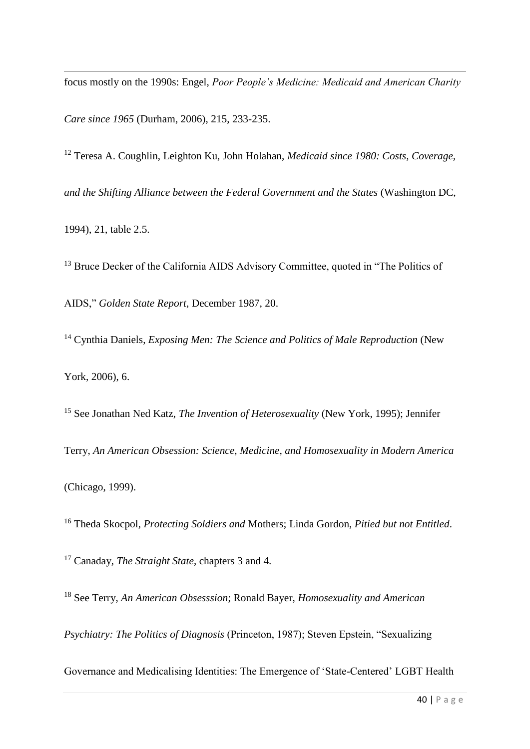focus mostly on the 1990s: Engel, *Poor People's Medicine: Medicaid and American Charity Care since 1965* (Durham, 2006), 215, 233-235.

[12] Teresa A. Coughlin, Leighton Ku, John Holahan, *Medicaid since 1980: Costs, Coverage, and the Shifting Alliance between the Federal Government and the States* (Washington DC, 1994), 21, table 2.5.

[13] Bruce Decker of the California AIDS Advisory Committee, quoted in "The Politics of AIDS," *Golden State Report*, December 1987, 20.

[14] Cynthia Daniels, *Exposing Men: The Science and Politics of Male Reproduction* (New York, 2006), 6.

[15] See Jonathan Ned Katz, *The Invention of Heterosexuality* (New York, 1995); Jennifer Terry, *An American Obsession: Science, Medicine, and Homosexuality in Modern America* (Chicago, 1999).

[16] Theda Skocpol, *Protecting Soldiers and* Mothers; Linda Gordon, *Pitied but not Entitled*.

[17] Canaday, *The Straight State*, chapters 3 and 4.

[18] See Terry, *An American Obsesssion*; Ronald Bayer, *Homosexuality and American Psychiatry: The Politics of Diagnosis* (Princeton, 1987); Steven Epstein, "Sexualizing Governance and Medicalising Identities: The Emergence of 'State-Centered' LGBT Health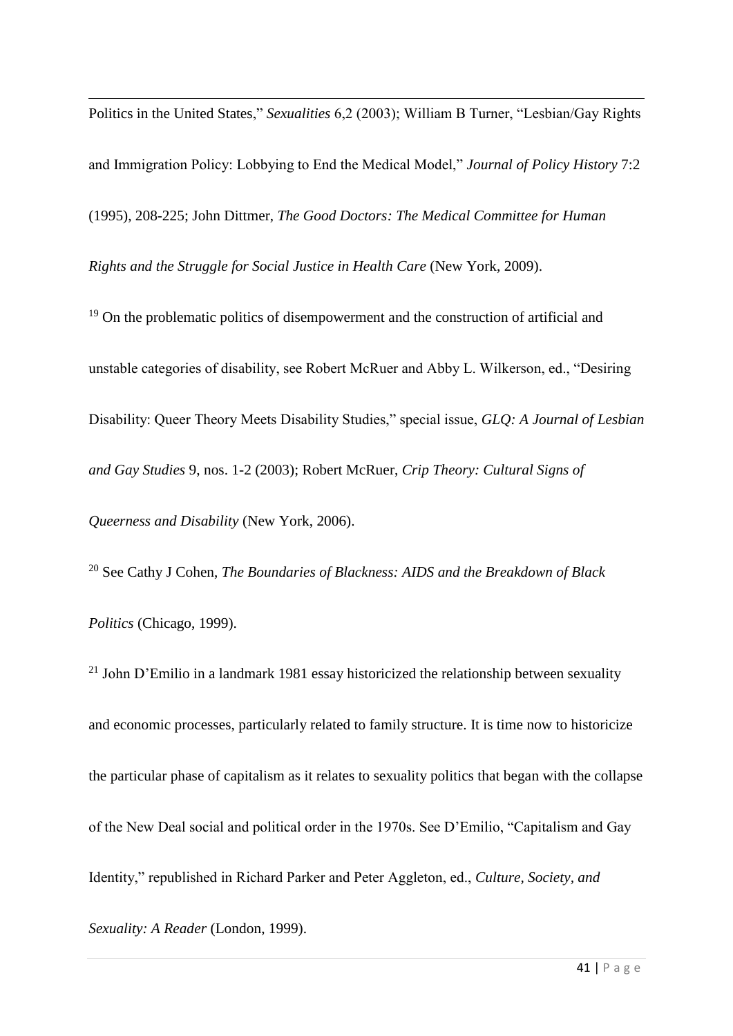Politics in the United States," *Sexualities* 6,2 (2003); William B Turner, "Lesbian/Gay Rights and Immigration Policy: Lobbying to End the Medical Model," *Journal of Policy History* 7:2 (1995), 208-225; John Dittmer, *The Good Doctors: The Medical Committee for Human Rights and the Struggle for Social Justice in Health Care* (New York, 2009).

[19] On the problematic politics of disempowerment and the construction of artificial and unstable categories of disability, see Robert McRuer and Abby L. Wilkerson, ed., "Desiring Disability: Queer Theory Meets Disability Studies," special issue, *GLQ: A Journal of Lesbian and Gay Studies* 9, nos. 1-2 (2003); Robert McRuer, *Crip Theory: Cultural Signs of Queerness and Disability* (New York, 2006).

[20] See Cathy J Cohen, *The Boundaries of Blackness: AIDS and the Breakdown of Black Politics* (Chicago, 1999).

[21] John D'Emilio in a landmark 1981 essay historicized the relationship between sexuality and economic processes, particularly related to family structure. It is time now to historicize the particular phase of capitalism as it relates to sexuality politics that began with the collapse of the New Deal social and political order in the 1970s. See D'Emilio, "Capitalism and Gay Identity," republished in Richard Parker and Peter Aggleton, ed., *Culture, Society, and Sexuality: A Reader* (London, 1999).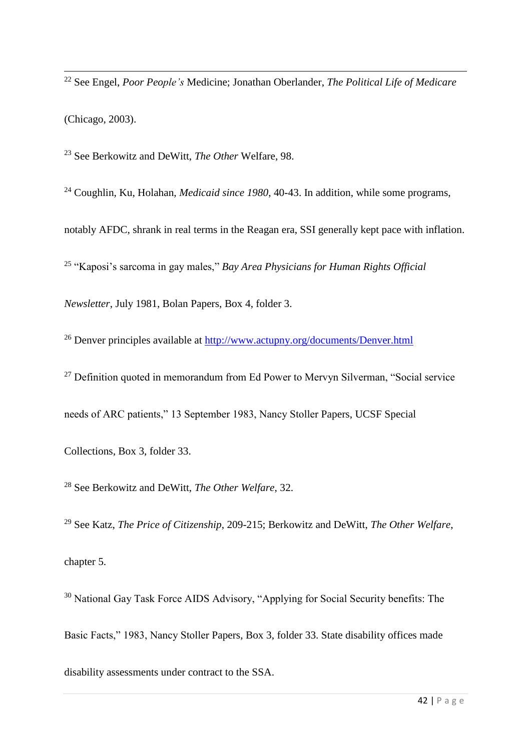[22] See Engel, *Poor People's* Medicine; Jonathan Oberlander, *The Political Life of Medicare* (Chicago, 2003).

[23] See Berkowitz and DeWitt, *The Other* Welfare, 98.

[24] Coughlin, Ku, Holahan, *Medicaid since 1980*, 40-43. In addition, while some programs, notably AFDC, shrank in real terms in the Reagan era, SSI generally kept pace with inflation.

[25] "Kaposi's sarcoma in gay males," *Bay Area Physicians for Human Rights Official Newsletter*, July 1981, Bolan Papers, Box 4, folder 3.

[26] Denver principles available at [http://www.actupny.org/documents/Denver.html](http://www.actupny.org/documents/Denver.html)

[27] Definition quoted in memorandum from Ed Power to Mervyn Silverman, "Social service needs of ARC patients," 13 September 1983, Nancy Stoller Papers, UCSF Special Collections, Box 3, folder 33.

[28] See Berkowitz and DeWitt, *The Other Welfare*, 32.

[29] See Katz, *The Price of Citizenship*, 209-215; Berkowitz and DeWitt, *The Other Welfare*, chapter 5.

[30] National Gay Task Force AIDS Advisory, "Applying for Social Security benefits: The Basic Facts," 1983, Nancy Stoller Papers, Box 3, folder 33. State disability offices made disability assessments under contract to the SSA.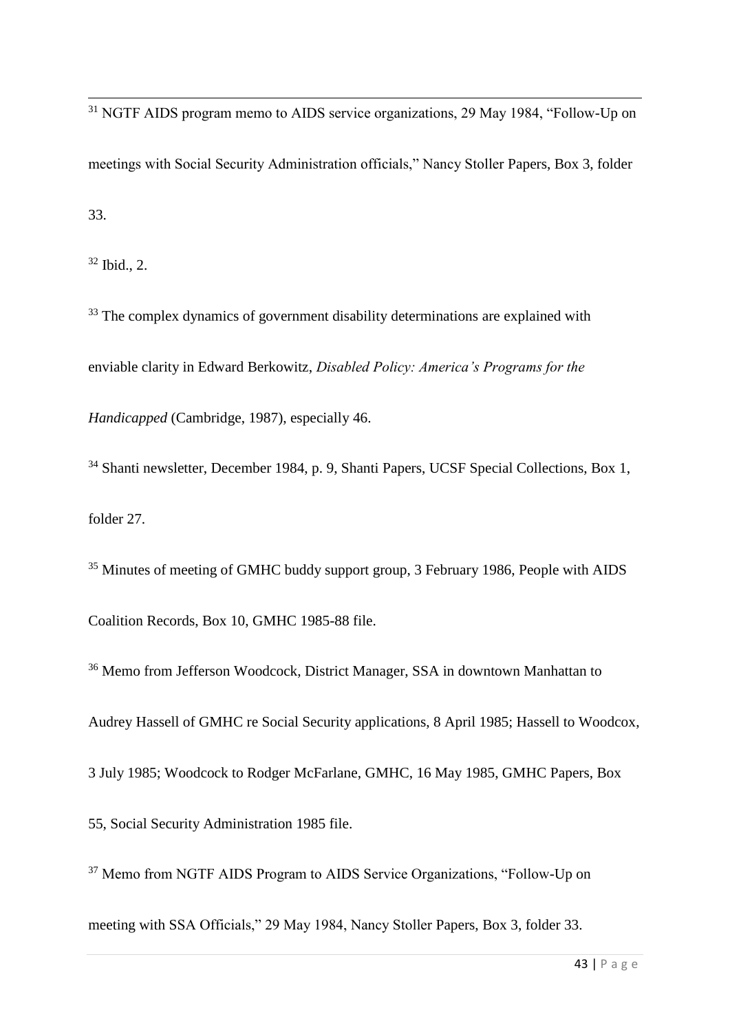[31] NGTF AIDS program memo to AIDS service organizations, 29 May 1984, "Follow-Up on meetings with Social Security Administration officials," Nancy Stoller Papers, Box 3, folder 33.

[32] Ibid., 2.

[33] The complex dynamics of government disability determinations are explained with enviable clarity in Edward Berkowitz, *Disabled Policy: America's Programs for the Handicapped* (Cambridge, 1987), especially 46.

[34] Shanti newsletter, December 1984, p. 9, Shanti Papers, UCSF Special Collections, Box 1, folder 27.

[35] Minutes of meeting of GMHC buddy support group, 3 February 1986, People with AIDS Coalition Records, Box 10, GMHC 1985-88 file.

[36] Memo from Jefferson Woodcock, District Manager, SSA in downtown Manhattan to Audrey Hassell of GMHC re Social Security applications, 8 April 1985; Hassell to Woodcox, 3 July 1985; Woodcock to Rodger McFarlane, GMHC, 16 May 1985, GMHC Papers, Box 55, Social Security Administration 1985 file.

[37] Memo from NGTF AIDS Program to AIDS Service Organizations, "Follow-Up on meeting with SSA Officials," 29 May 1984, Nancy Stoller Papers, Box 3, folder 33.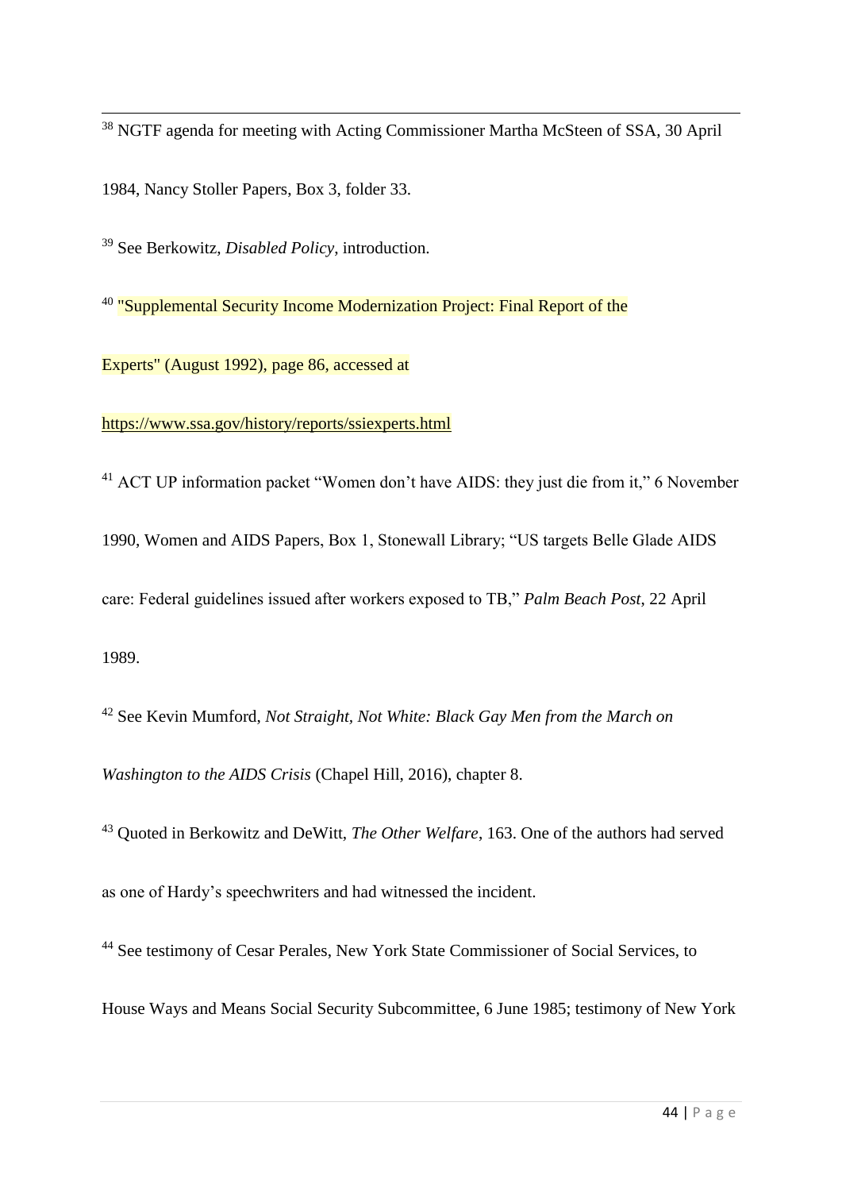[38] NGTF agenda for meeting with Acting Commissioner Martha McSteen of SSA, 30 April 1984, Nancy Stoller Papers, Box 3, folder 33.

[39] See Berkowitz, *Disabled Policy*, introduction.

[40] "Supplemental Security Income Modernization Project: Final Report of the Experts" (August 1992), page 86, accessed at https://www.ssa.gov/history/reports/ssiexperts.html

[41] ACT UP information packet "Women don't have AIDS: they just die from it," 6 November 1990, Women and AIDS Papers, Box 1, Stonewall Library; "US targets Belle Glade AIDS care: Federal guidelines issued after workers exposed to TB," *Palm Beach Post*, 22 April 1989.

[42] See Kevin Mumford, *Not Straight, Not White: Black Gay Men from the March on Washington to the AIDS Crisis* (Chapel Hill, 2016), chapter 8.

[43] Quoted in Berkowitz and DeWitt, *The Other Welfare*, 163. One of the authors had served as one of Hardy's speechwriters and had witnessed the incident.

[44] See testimony of Cesar Perales, New York State Commissioner of Social Services, to House Ways and Means Social Security Subcommittee, 6 June 1985; testimony of New York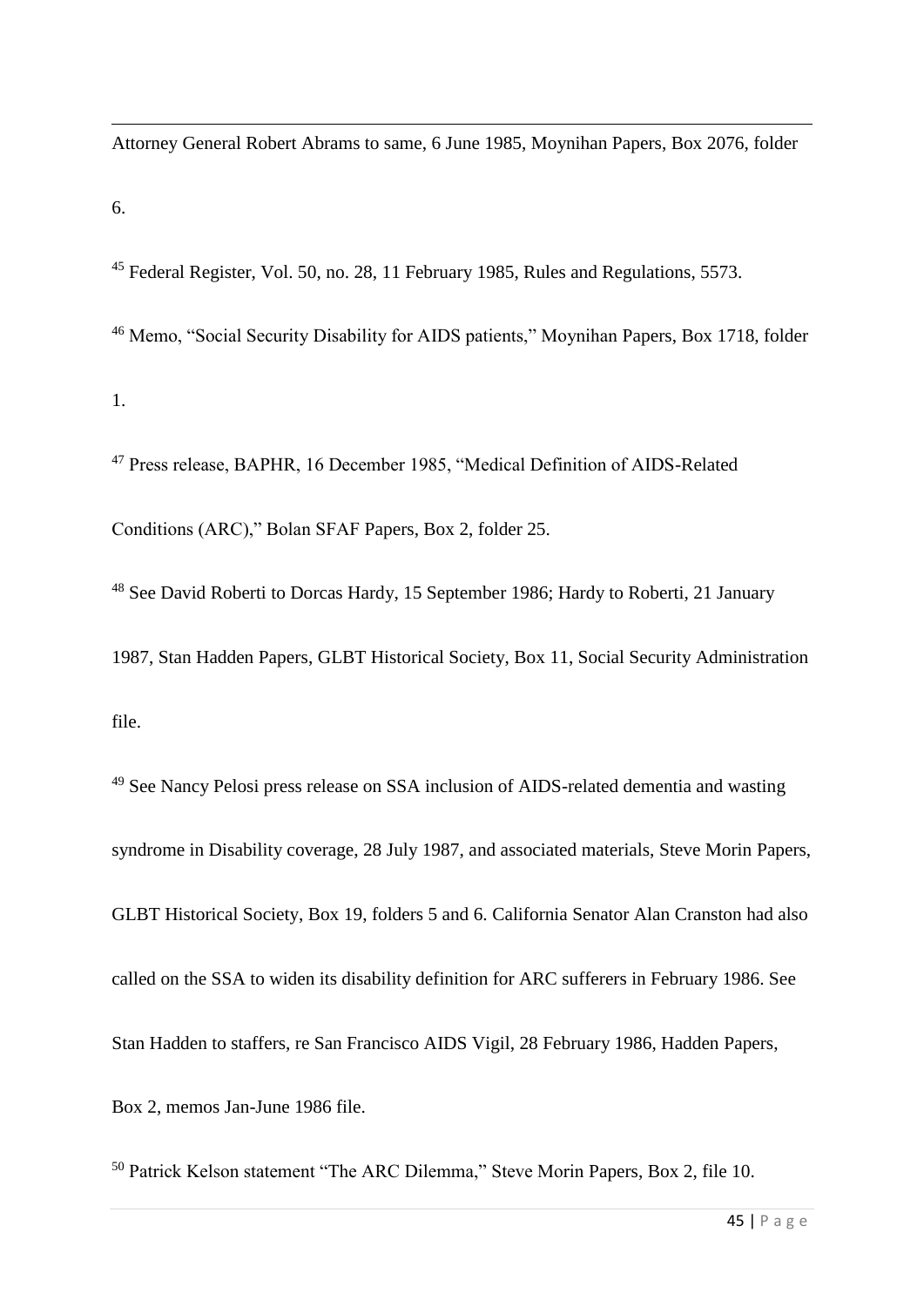Attorney General Robert Abrams to same, 6 June 1985, Moynihan Papers, Box 2076, folder 6.

[45] Federal Register, Vol. 50, no. 28, 11 February 1985, Rules and Regulations, 5573.

[46] Memo, "Social Security Disability for AIDS patients," Moynihan Papers, Box 1718, folder 1.

[47] Press release, BAPHR, 16 December 1985, "Medical Definition of AIDS-Related Conditions (ARC)," Bolan SFAF Papers, Box 2, folder 25.

[48] See David Roberti to Dorcas Hardy, 15 September 1986; Hardy to Roberti, 21 January 1987, Stan Hadden Papers, GLBT Historical Society, Box 11, Social Security Administration file.

[49] See Nancy Pelosi press release on SSA inclusion of AIDS-related dementia and wasting syndrome in Disability coverage, 28 July 1987, and associated materials, Steve Morin Papers, GLBT Historical Society, Box 19, folders 5 and 6. California Senator Alan Cranston had also called on the SSA to widen its disability definition for ARC sufferers in February 1986. See Stan Hadden to staffers, re San Francisco AIDS Vigil, 28 February 1986, Hadden Papers, Box 2, memos Jan-June 1986 file.

[50] Patrick Kelson statement "The ARC Dilemma," Steve Morin Papers, Box 2, file 10.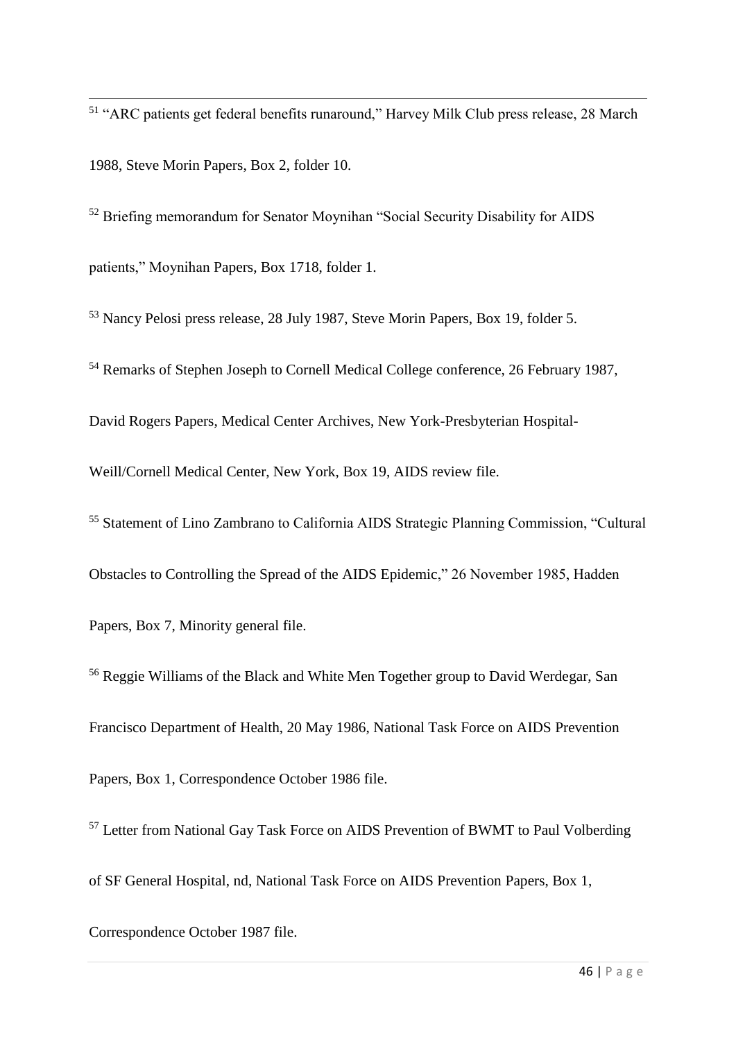[51] "ARC patients get federal benefits runaround," Harvey Milk Club press release, 28 March 1988, Steve Morin Papers, Box 2, folder 10.

[52] Briefing memorandum for Senator Moynihan "Social Security Disability for AIDS patients," Moynihan Papers, Box 1718, folder 1.

[53] Nancy Pelosi press release, 28 July 1987, Steve Morin Papers, Box 19, folder 5.

[54] Remarks of Stephen Joseph to Cornell Medical College conference, 26 February 1987, David Rogers Papers, Medical Center Archives, New York-Presbyterian Hospital-Weill/Cornell Medical Center, New York, Box 19, AIDS review file.

[55] Statement of Lino Zambrano to California AIDS Strategic Planning Commission, "Cultural Obstacles to Controlling the Spread of the AIDS Epidemic," 26 November 1985, Hadden Papers, Box 7, Minority general file.

[56] Reggie Williams of the Black and White Men Together group to David Werdegar, San Francisco Department of Health, 20 May 1986, National Task Force on AIDS Prevention Papers, Box 1, Correspondence October 1986 file.

[57] Letter from National Gay Task Force on AIDS Prevention of BWMT to Paul Volberding of SF General Hospital, nd, National Task Force on AIDS Prevention Papers, Box 1, Correspondence October 1987 file.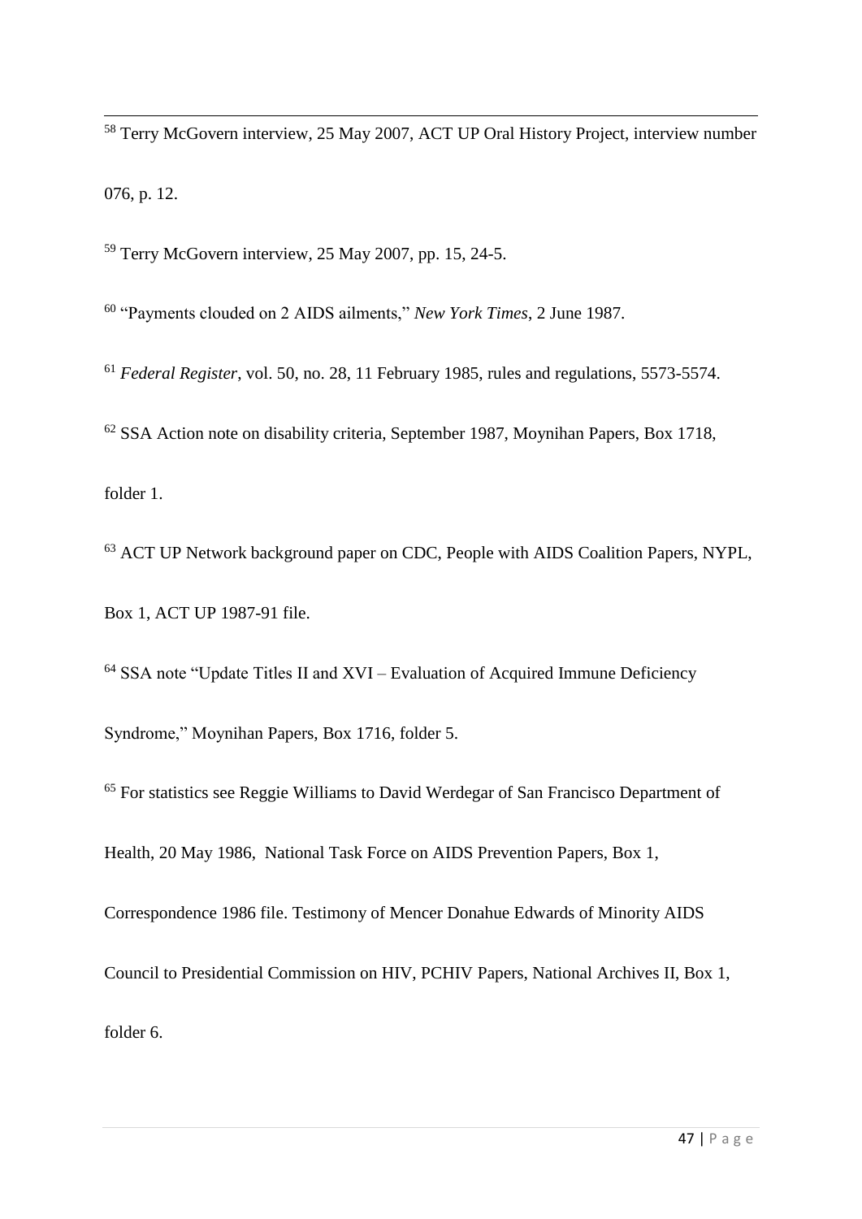[58] Terry McGovern interview, 25 May 2007, ACT UP Oral History Project, interview number 076, p. 12.

[59] Terry McGovern interview, 25 May 2007, pp. 15, 24-5.

[60] "Payments clouded on 2 AIDS ailments," *New York Times*, 2 June 1987.

[61] *Federal Register*, vol. 50, no. 28, 11 February 1985, rules and regulations, 5573-5574.

[62] SSA Action note on disability criteria, September 1987, Moynihan Papers, Box 1718, folder 1.

[63] ACT UP Network background paper on CDC, People with AIDS Coalition Papers, NYPL, Box 1, ACT UP 1987-91 file.

[64] SSA note "Update Titles II and XVI – Evaluation of Acquired Immune Deficiency Syndrome," Moynihan Papers, Box 1716, folder 5.

[65] For statistics see Reggie Williams to David Werdegar of San Francisco Department of Health, 20 May 1986, National Task Force on AIDS Prevention Papers, Box 1, Correspondence 1986 file. Testimony of Mencer Donahue Edwards of Minority AIDS Council to Presidential Commission on HIV, PCHIV Papers, National Archives II, Box 1, folder 6.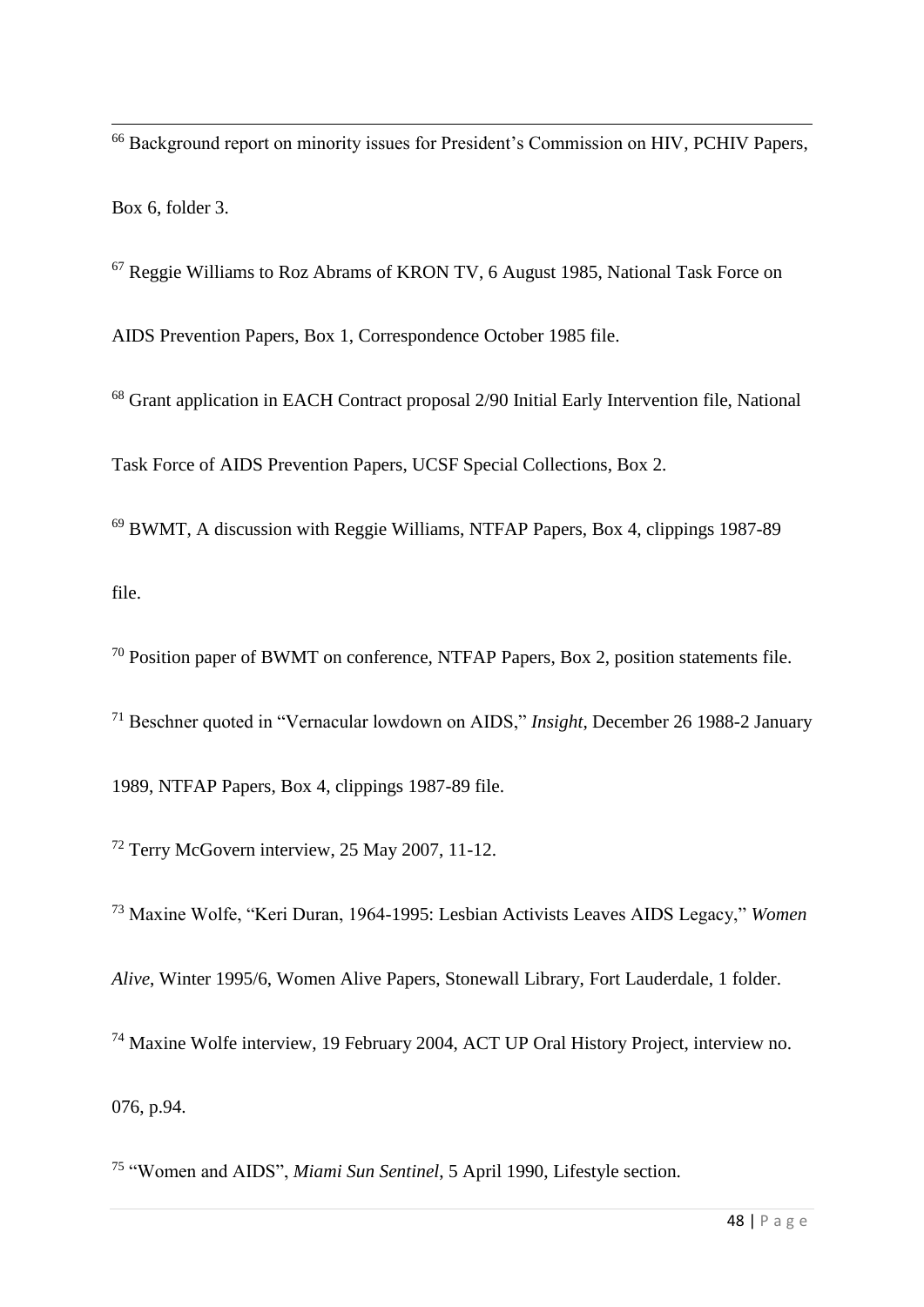[66] Background report on minority issues for President's Commission on HIV, PCHIV Papers, Box 6, folder 3.

[67] Reggie Williams to Roz Abrams of KRON TV, 6 August 1985, National Task Force on AIDS Prevention Papers, Box 1, Correspondence October 1985 file.

[68] Grant application in EACH Contract proposal 2/90 Initial Early Intervention file, National Task Force of AIDS Prevention Papers, UCSF Special Collections, Box 2.

[69] BWMT, A discussion with Reggie Williams, NTFAP Papers, Box 4, clippings 1987-89 file.

[70] Position paper of BWMT on conference, NTFAP Papers, Box 2, position statements file.

[71] Beschner quoted in "Vernacular lowdown on AIDS," *Insight*, December 26 1988-2 January 1989, NTFAP Papers, Box 4, clippings 1987-89 file.

[72] Terry McGovern interview, 25 May 2007, 11-12.

[73] Maxine Wolfe, "Keri Duran, 1964-1995: Lesbian Activists Leaves AIDS Legacy," *Women Alive*, Winter 1995/6, Women Alive Papers, Stonewall Library, Fort Lauderdale, 1 folder.

[74] Maxine Wolfe interview, 19 February 2004, ACT UP Oral History Project, interview no. 076, p.94.

[75] "Women and AIDS", *Miami Sun Sentinel*, 5 April 1990, Lifestyle section.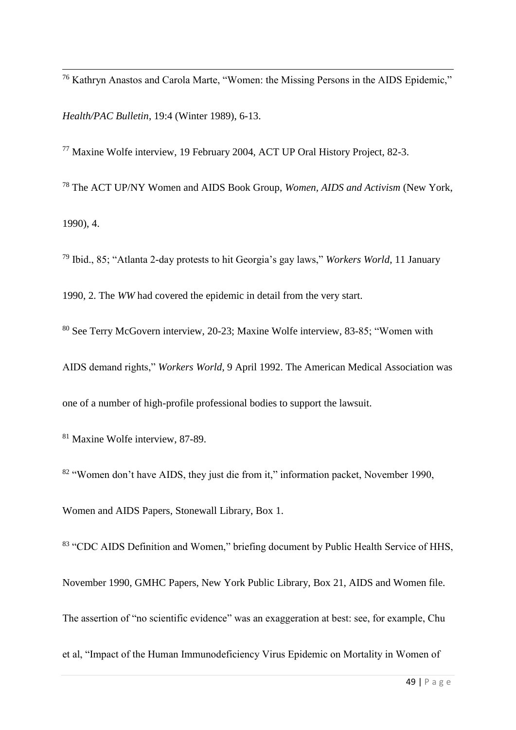[76] Kathryn Anastos and Carola Marte, "Women: the Missing Persons in the AIDS Epidemic," *Health/PAC Bulletin*, 19:4 (Winter 1989), 6-13.

[77] Maxine Wolfe interview, 19 February 2004, ACT UP Oral History Project, 82-3.

[78] The ACT UP/NY Women and AIDS Book Group, *Women, AIDS and Activism* (New York, 1990), 4.

[79] Ibid., 85; "Atlanta 2-day protests to hit Georgia's gay laws," *Workers World*, 11 January 1990, 2. The *WW* had covered the epidemic in detail from the very start.

[80] See Terry McGovern interview, 20-23; Maxine Wolfe interview, 83-85; "Women with AIDS demand rights," *Workers World*, 9 April 1992. The American Medical Association was one of a number of high-profile professional bodies to support the lawsuit.

[81] Maxine Wolfe interview, 87-89.

[82] "Women don't have AIDS, they just die from it," information packet, November 1990, Women and AIDS Papers, Stonewall Library, Box 1.

[83] "CDC AIDS Definition and Women," briefing document by Public Health Service of HHS, November 1990, GMHC Papers, New York Public Library, Box 21, AIDS and Women file. The assertion of "no scientific evidence" was an exaggeration at best: see, for example, Chu et al, "Impact of the Human Immunodeficiency Virus Epidemic on Mortality in Women of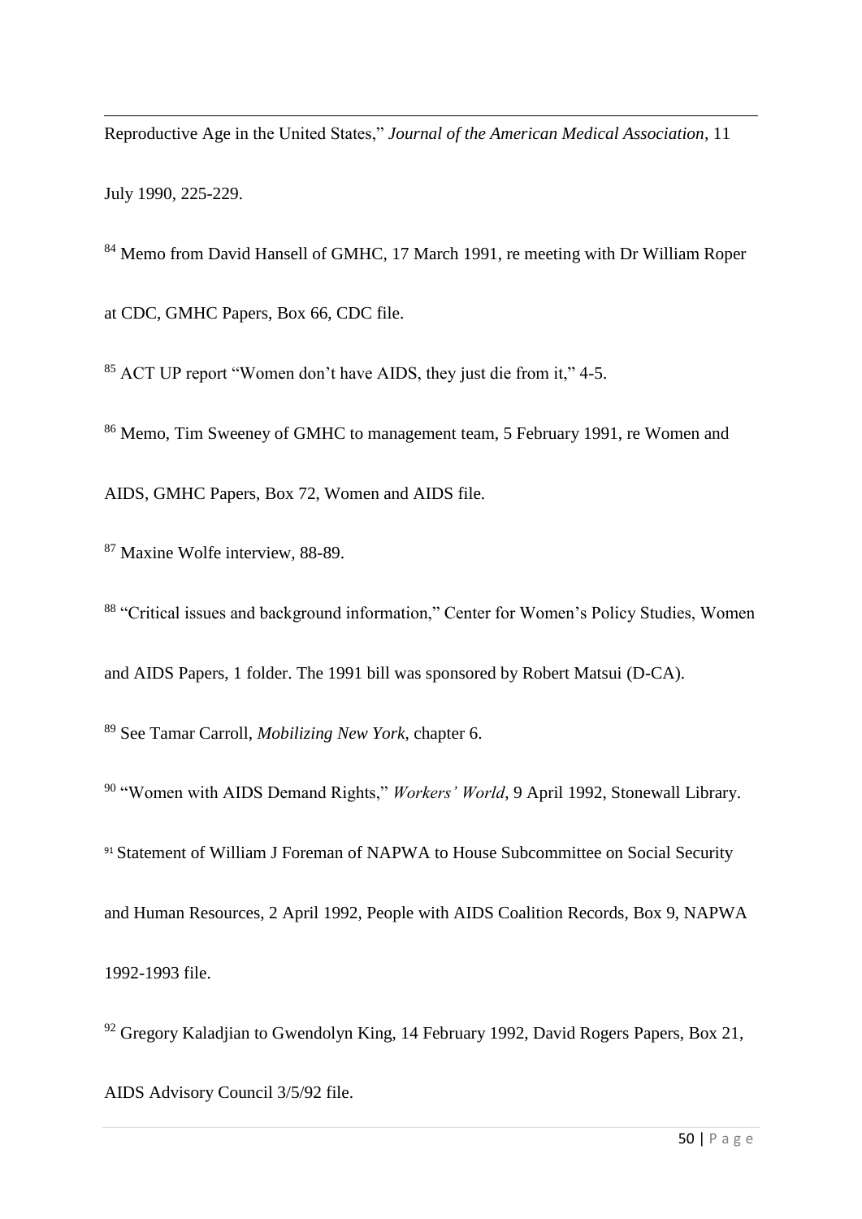Reproductive Age in the United States," *Journal of the American Medical Association*, 11 July 1990, 225-229.

[84] Memo from David Hansell of GMHC, 17 March 1991, re meeting with Dr William Roper at CDC, GMHC Papers, Box 66, CDC file.

[85] ACT UP report "Women don't have AIDS, they just die from it," 4-5.

[86] Memo, Tim Sweeney of GMHC to management team, 5 February 1991, re Women and AIDS, GMHC Papers, Box 72, Women and AIDS file.

[87] Maxine Wolfe interview, 88-89.

[88] "Critical issues and background information," Center for Women's Policy Studies, Women and AIDS Papers, 1 folder. The 1991 bill was sponsored by Robert Matsui (D-CA).

[89] See Tamar Carroll, *Mobilizing New York*, chapter 6.

[90] "Women with AIDS Demand Rights," *Workers' World*, 9 April 1992, Stonewall Library.

[91] Statement of William J Foreman of NAPWA to House Subcommittee on Social Security and Human Resources, 2 April 1992, People with AIDS Coalition Records, Box 9, NAPWA 1992-1993 file.

[92] Gregory Kaladjian to Gwendolyn King, 14 February 1992, David Rogers Papers, Box 21, AIDS Advisory Council 3/5/92 file.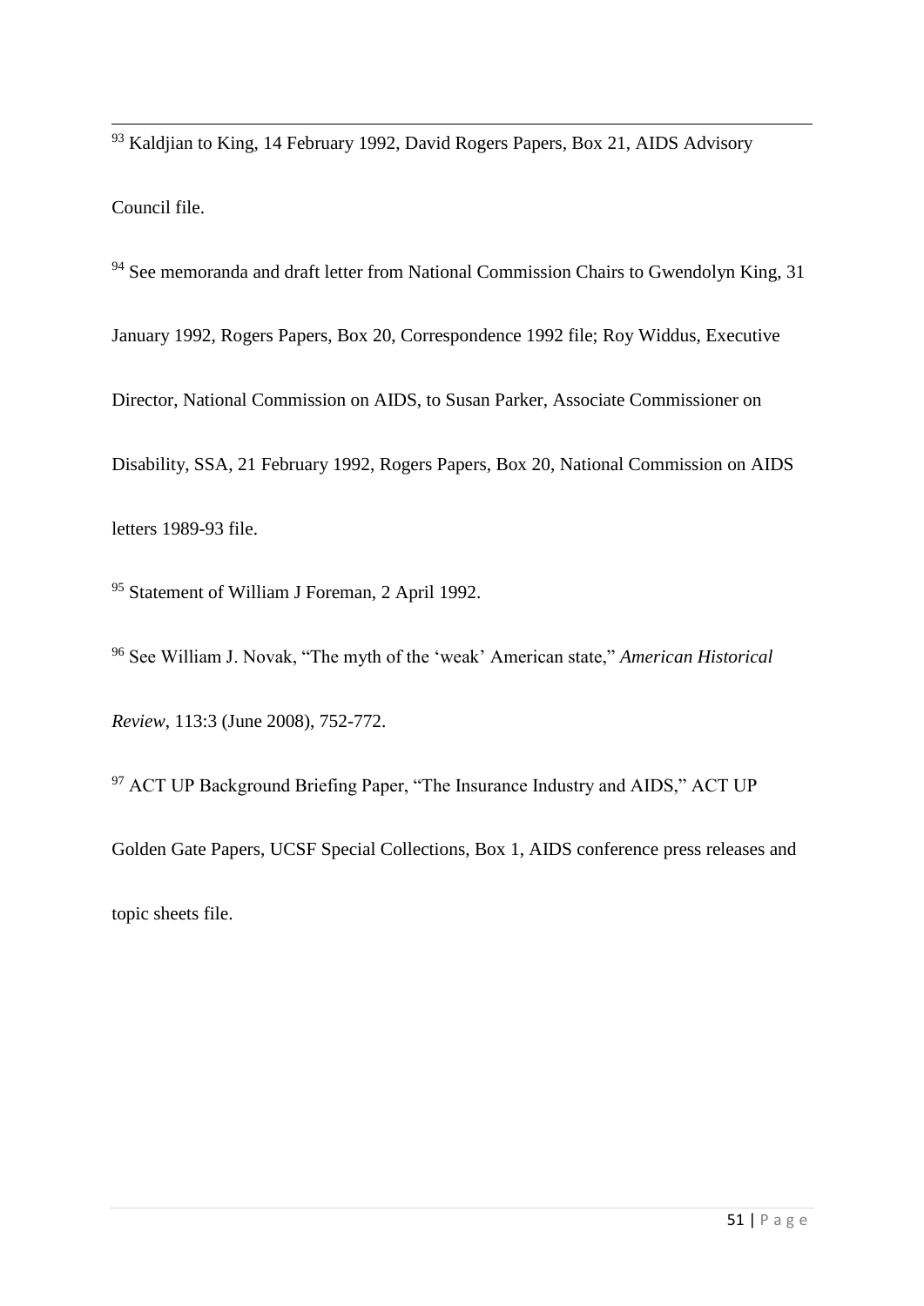[93] Kaldjian to King, 14 February 1992, David Rogers Papers, Box 21, AIDS Advisory Council file.

[94] See memoranda and draft letter from National Commission Chairs to Gwendolyn King, 31 January 1992, Rogers Papers, Box 20, Correspondence 1992 file; Roy Widdus, Executive Director, National Commission on AIDS, to Susan Parker, Associate Commissioner on Disability, SSA, 21 February 1992, Rogers Papers, Box 20, National Commission on AIDS letters 1989-93 file.

[95] Statement of William J Foreman, 2 April 1992.

[96] See William J. Novak, "The myth of the 'weak' American state," *American Historical Review*, 113:3 (June 2008), 752-772.

[97] ACT UP Background Briefing Paper, "The Insurance Industry and AIDS," ACT UP Golden Gate Papers, UCSF Special Collections, Box 1, AIDS conference press releases and topic sheets file.